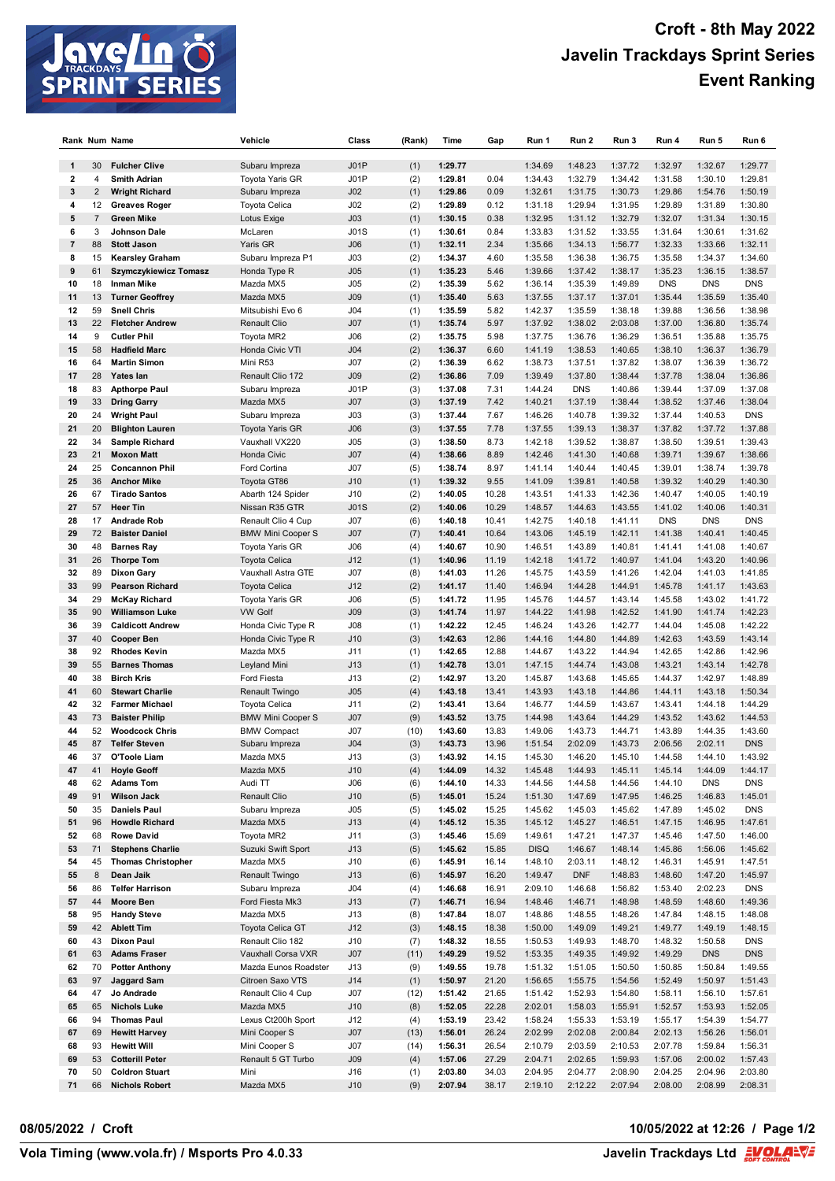# Croft - 8th May 2022
# Javelin Trackdays Sprint Series
# Event Ranking

| Rank | Num | Name | Vehicle | Class | (Rank) | Time | Gap | Run 1 | Run 2 | Run 3 | Run 4 | Run 5 | Run 6 |
|---|---|---|---|---|---|---|---|---|---|---|---|---|---|
| 1 | 30 | **Fulcher Clive** | Subaru Impreza | J01P | (1) | **1:29.77** | | 1:34.69 | 1:48.23 | 1:37.72 | 1:32.97 | 1:32.67 | 1:29.77 |
| 2 | 4 | **Smith Adrian** | Toyota Yaris GR | J01P | (2) | **1:29.81** | 0.04 | 1:34.43 | 1:32.79 | 1:34.42 | 1:31.58 | 1:30.10 | 1:29.81 |
| 3 | 2 | **Wright Richard** | Subaru Impreza | J02 | (1) | **1:29.86** | 0.09 | 1:32.61 | 1:31.75 | 1:30.73 | 1:29.86 | 1:54.76 | 1:50.19 |
| 4 | 12 | **Greaves Roger** | Toyota Celica | J02 | (2) | **1:29.89** | 0.12 | 1:31.18 | 1:29.94 | 1:31.95 | 1:29.89 | 1:31.89 | 1:30.80 |
| 5 | 7 | **Green Mike** | Lotus Exige | J03 | (1) | **1:30.15** | 0.38 | 1:32.95 | 1:31.12 | 1:32.79 | 1:32.07 | 1:31.34 | 1:30.15 |
| 6 | 3 | **Johnson Dale** | McLaren | J01S | (1) | **1:30.61** | 0.84 | 1:33.83 | 1:31.52 | 1:33.55 | 1:31.64 | 1:30.61 | 1:31.62 |
| 7 | 88 | **Stott Jason** | Yaris GR | J06 | (1) | **1:32.11** | 2.34 | 1:35.66 | 1:34.13 | 1:56.77 | 1:32.33 | 1:33.66 | 1:32.11 |
| 8 | 15 | **Kearsley Graham** | Subaru Impreza P1 | J03 | (2) | **1:34.37** | 4.60 | 1:35.58 | 1:36.38 | 1:36.75 | 1:35.58 | 1:34.37 | 1:34.60 |
| 9 | 61 | **Szymczykiewicz Tomasz** | Honda Type R | J05 | (1) | **1:35.23** | 5.46 | 1:39.66 | 1:37.42 | 1:38.17 | 1:35.23 | 1:36.15 | 1:38.57 |
| 10 | 18 | **Inman Mike** | Mazda MX5 | J05 | (2) | **1:35.39** | 5.62 | 1:36.14 | 1:35.39 | 1:49.89 | DNS | DNS | DNS |
| 11 | 13 | **Turner Geoffrey** | Mazda MX5 | J09 | (1) | **1:35.40** | 5.63 | 1:37.55 | 1:37.17 | 1:37.01 | 1:35.44 | 1:35.59 | 1:35.40 |
| 12 | 59 | **Snell Chris** | Mitsubishi Evo 6 | J04 | (1) | **1:35.59** | 5.82 | 1:42.37 | 1:35.59 | 1:38.18 | 1:39.88 | 1:36.56 | 1:38.98 |
| 13 | 22 | **Fletcher Andrew** | Renault Clio | J07 | (1) | **1:35.74** | 5.97 | 1:37.92 | 1:38.02 | 2:03.08 | 1:37.00 | 1:36.80 | 1:35.74 |
| 14 | 9 | **Cutler Phil** | Toyota MR2 | J06 | (2) | **1:35.75** | 5.98 | 1:37.75 | 1:36.76 | 1:36.29 | 1:36.51 | 1:35.88 | 1:35.75 |
| 15 | 58 | **Hadfield Marc** | Honda Civic VTI | J04 | (2) | **1:36.37** | 6.60 | 1:41.19 | 1:38.53 | 1:40.65 | 1:38.10 | 1:36.37 | 1:36.79 |
| 16 | 64 | **Martin Simon** | Mini R53 | J07 | (2) | **1:36.39** | 6.62 | 1:38.73 | 1:37.51 | 1:37.82 | 1:38.07 | 1:36.39 | 1:36.72 |
| 17 | 28 | **Yates Ian** | Renault Clio 172 | J09 | (2) | **1:36.86** | 7.09 | 1:39.49 | 1:37.80 | 1:38.44 | 1:37.78 | 1:38.04 | 1:36.86 |
| 18 | 83 | **Apthorpe Paul** | Subaru Impreza | J01P | (3) | **1:37.08** | 7.31 | 1:44.24 | DNS | 1:40.86 | 1:39.44 | 1:37.09 | 1:37.08 |
| 19 | 33 | **Dring Garry** | Mazda MX5 | J07 | (3) | **1:37.19** | 7.42 | 1:40.21 | 1:37.19 | 1:38.44 | 1:38.52 | 1:37.46 | 1:38.04 |
| 20 | 24 | **Wright Paul** | Subaru Impreza | J03 | (3) | **1:37.44** | 7.67 | 1:46.26 | 1:40.78 | 1:39.32 | 1:37.44 | 1:40.53 | DNS |
| 21 | 20 | **Blighton Lauren** | Toyota Yaris GR | J06 | (3) | **1:37.55** | 7.78 | 1:37.55 | 1:39.13 | 1:38.37 | 1:37.82 | 1:37.72 | 1:37.88 |
| 22 | 34 | **Sample Richard** | Vauxhall VX220 | J05 | (3) | **1:38.50** | 8.73 | 1:42.18 | 1:39.52 | 1:38.87 | 1:38.50 | 1:39.51 | 1:39.43 |
| 23 | 21 | **Moxon Matt** | Honda Civic | J07 | (4) | **1:38.66** | 8.89 | 1:42.46 | 1:41.30 | 1:40.68 | 1:39.71 | 1:39.67 | 1:38.66 |
| 24 | 25 | **Concannon Phil** | Ford Cortina | J07 | (5) | **1:38.74** | 8.97 | 1:41.14 | 1:40.44 | 1:40.45 | 1:39.01 | 1:38.74 | 1:39.78 |
| 25 | 36 | **Anchor Mike** | Toyota GT86 | J10 | (1) | **1:39.32** | 9.55 | 1:41.09 | 1:39.81 | 1:40.58 | 1:39.32 | 1:40.29 | 1:40.30 |
| 26 | 67 | **Tirado Santos** | Abarth 124 Spider | J10 | (2) | **1:40.05** | 10.28 | 1:43.51 | 1:41.33 | 1:42.36 | 1:40.47 | 1:40.05 | 1:40.19 |
| 27 | 57 | **Heer Tin** | Nissan R35 GTR | J01S | (2) | **1:40.06** | 10.29 | 1:48.57 | 1:44.63 | 1:43.55 | 1:41.02 | 1:40.06 | 1:40.31 |
| 28 | 17 | **Andrade Rob** | Renault Clio 4 Cup | J07 | (6) | **1:40.18** | 10.41 | 1:42.75 | 1:40.18 | 1:41.11 | DNS | DNS | DNS |
| 29 | 72 | **Baister Daniel** | BMW Mini Cooper S | J07 | (7) | **1:40.41** | 10.64 | 1:43.06 | 1:45.19 | 1:42.11 | 1:41.38 | 1:40.41 | 1:40.45 |
| 30 | 48 | **Barnes Ray** | Toyota Yaris GR | J06 | (4) | **1:40.67** | 10.90 | 1:46.51 | 1:43.89 | 1:40.81 | 1:41.41 | 1:41.08 | 1:40.67 |
| 31 | 26 | **Thorpe Tom** | Toyota Celica | J12 | (1) | **1:40.96** | 11.19 | 1:42.18 | 1:41.72 | 1:40.97 | 1:41.04 | 1:43.20 | 1:40.96 |
| 32 | 89 | **Dixon Gary** | Vauxhall Astra GTE | J07 | (8) | **1:41.03** | 11.26 | 1:45.75 | 1:43.59 | 1:41.26 | 1:42.04 | 1:41.03 | 1:41.85 |
| 33 | 99 | **Pearson Richard** | Toyota Celica | J12 | (2) | **1:41.17** | 11.40 | 1:46.94 | 1:44.28 | 1:44.91 | 1:45.78 | 1:41.17 | 1:43.63 |
| 34 | 29 | **McKay Richard** | Toyota Yaris GR | J06 | (5) | **1:41.72** | 11.95 | 1:45.76 | 1:44.57 | 1:43.14 | 1:45.58 | 1:43.02 | 1:41.72 |
| 35 | 90 | **Williamson Luke** | VW Golf | J09 | (3) | **1:41.74** | 11.97 | 1:44.22 | 1:41.98 | 1:42.52 | 1:41.90 | 1:41.74 | 1:42.23 |
| 36 | 39 | **Caldicott Andrew** | Honda Civic Type R | J08 | (1) | **1:42.22** | 12.45 | 1:46.24 | 1:43.26 | 1:42.77 | 1:44.04 | 1:45.08 | 1:42.22 |
| 37 | 40 | **Cooper Ben** | Honda Civic Type R | J10 | (3) | **1:42.63** | 12.86 | 1:44.16 | 1:44.80 | 1:44.89 | 1:42.63 | 1:43.59 | 1:43.14 |
| 38 | 92 | **Rhodes Kevin** | Mazda MX5 | J11 | (1) | **1:42.65** | 12.88 | 1:44.67 | 1:43.22 | 1:44.94 | 1:42.65 | 1:42.86 | 1:42.96 |
| 39 | 55 | **Barnes Thomas** | Leyland Mini | J13 | (1) | **1:42.78** | 13.01 | 1:47.15 | 1:44.74 | 1:43.08 | 1:43.21 | 1:43.14 | 1:42.78 |
| 40 | 38 | **Birch Kris** | Ford Fiesta | J13 | (2) | **1:42.97** | 13.20 | 1:45.87 | 1:43.68 | 1:45.65 | 1:44.37 | 1:42.97 | 1:48.89 |
| 41 | 60 | **Stewart Charlie** | Renault Twingo | J05 | (4) | **1:43.18** | 13.41 | 1:43.93 | 1:43.18 | 1:44.86 | 1:44.11 | 1:43.18 | 1:50.34 |
| 42 | 32 | **Farmer Michael** | Toyota Celica | J11 | (2) | **1:43.41** | 13.64 | 1:46.77 | 1:44.59 | 1:43.67 | 1:43.41 | 1:44.18 | 1:44.29 |
| 43 | 73 | **Baister Philip** | BMW Mini Cooper S | J07 | (9) | **1:43.52** | 13.75 | 1:44.98 | 1:43.64 | 1:44.29 | 1:43.52 | 1:43.62 | 1:44.53 |
| 44 | 52 | **Woodcock Chris** | BMW Compact | J07 | (10) | **1:43.60** | 13.83 | 1:49.06 | 1:43.73 | 1:44.71 | 1:43.89 | 1:44.35 | 1:43.60 |
| 45 | 87 | **Telfer Steven** | Subaru Impreza | J04 | (3) | **1:43.73** | 13.96 | 1:51.54 | 2:02.09 | 1:43.73 | 2:06.56 | 2:02.11 | DNS |
| 46 | 37 | **O'Toole Liam** | Mazda MX5 | J13 | (3) | **1:43.92** | 14.15 | 1:45.30 | 1:46.20 | 1:45.10 | 1:44.58 | 1:44.10 | 1:43.92 |
| 47 | 41 | **Hoyle Geoff** | Mazda MX5 | J10 | (4) | **1:44.09** | 14.32 | 1:45.48 | 1:44.93 | 1:45.11 | 1:45.14 | 1:44.09 | 1:44.17 |
| 48 | 62 | **Adams Tom** | Audi TT | J06 | (6) | **1:44.10** | 14.33 | 1:44.56 | 1:44.58 | 1:44.56 | 1:44.10 | DNS | DNS |
| 49 | 91 | **Wilson Jack** | Renault Clio | J10 | (5) | **1:45.01** | 15.24 | 1:51.30 | 1:47.69 | 1:47.95 | 1:46.25 | 1:46.83 | 1:45.01 |
| 50 | 35 | **Daniels Paul** | Subaru Impreza | J05 | (5) | **1:45.02** | 15.25 | 1:45.62 | 1:45.03 | 1:45.62 | 1:47.89 | 1:45.02 | DNS |
| 51 | 96 | **Howdle Richard** | Mazda MX5 | J13 | (4) | **1:45.12** | 15.35 | 1:45.12 | 1:45.27 | 1:46.51 | 1:47.15 | 1:46.95 | 1:47.61 |
| 52 | 68 | **Rowe David** | Toyota MR2 | J11 | (3) | **1:45.46** | 15.69 | 1:49.61 | 1:47.21 | 1:47.37 | 1:45.46 | 1:47.50 | 1:46.00 |
| 53 | 71 | **Stephens Charlie** | Suzuki Swift Sport | J13 | (5) | **1:45.62** | 15.85 | DISQ | 1:46.67 | 1:48.14 | 1:45.86 | 1:56.06 | 1:45.62 |
| 54 | 45 | **Thomas Christopher** | Mazda MX5 | J10 | (6) | **1:45.91** | 16.14 | 1:48.10 | 2:03.11 | 1:48.12 | 1:46.31 | 1:45.91 | 1:47.51 |
| 55 | 8 | **Dean Jaik** | Renault Twingo | J13 | (6) | **1:45.97** | 16.20 | 1:49.47 | DNF | 1:48.83 | 1:48.60 | 1:47.20 | 1:45.97 |
| 56 | 86 | **Telfer Harrison** | Subaru Impreza | J04 | (4) | **1:46.68** | 16.91 | 2:09.10 | 1:46.68 | 1:56.82 | 1:53.40 | 2:02.23 | DNS |
| 57 | 44 | **Moore Ben** | Ford Fiesta Mk3 | J13 | (7) | **1:46.71** | 16.94 | 1:48.46 | 1:46.71 | 1:48.98 | 1:48.59 | 1:48.60 | 1:49.36 |
| 58 | 95 | **Handy Steve** | Mazda MX5 | J13 | (8) | **1:47.84** | 18.07 | 1:48.86 | 1:48.55 | 1:48.26 | 1:47.84 | 1:48.15 | 1:48.08 |
| 59 | 42 | **Ablett Tim** | Toyota Celica GT | J12 | (3) | **1:48.15** | 18.38 | 1:50.00 | 1:49.09 | 1:49.21 | 1:49.77 | 1:49.19 | 1:48.15 |
| 60 | 43 | **Dixon Paul** | Renault Clio 182 | J10 | (7) | **1:48.32** | 18.55 | 1:50.53 | 1:49.93 | 1:48.70 | 1:48.32 | 1:50.58 | DNS |
| 61 | 63 | **Adams Fraser** | Vauxhall Corsa VXR | J07 | (11) | **1:49.29** | 19.52 | 1:53.35 | 1:49.35 | 1:49.92 | 1:49.29 | DNS | DNS |
| 62 | 70 | **Potter Anthony** | Mazda Eunos Roadster | J13 | (9) | **1:49.55** | 19.78 | 1:51.32 | 1:51.05 | 1:50.50 | 1:50.85 | 1:50.84 | 1:49.55 |
| 63 | 97 | **Jaggard Sam** | Citroen Saxo VTS | J14 | (1) | **1:50.97** | 21.20 | 1:56.65 | 1:55.75 | 1:54.56 | 1:52.49 | 1:50.97 | 1:51.43 |
| 64 | 47 | **Jo Andrade** | Renault Clio 4 Cup | J07 | (12) | **1:51.42** | 21.65 | 1:51.42 | 1:52.93 | 1:54.80 | 1:58.11 | 1:56.10 | 1:57.61 |
| 65 | 65 | **Nichols Luke** | Mazda MX5 | J10 | (8) | **1:52.05** | 22.28 | 2:02.01 | 1:58.03 | 1:55.91 | 1:52.57 | 1:53.93 | 1:52.05 |
| 66 | 94 | **Thomas Paul** | Lexus Ct200h Sport | J12 | (4) | **1:53.19** | 23.42 | 1:58.24 | 1:55.33 | 1:53.19 | 1:55.17 | 1:54.39 | 1:54.77 |
| 67 | 69 | **Hewitt Harvey** | Mini Cooper S | J07 | (13) | **1:56.01** | 26.24 | 2:02.99 | 2:02.08 | 2:00.84 | 2:02.13 | 1:56.26 | 1:56.01 |
| 68 | 93 | **Hewitt Will** | Mini Cooper S | J07 | (14) | **1:56.31** | 26.54 | 2:10.79 | 2:03.59 | 2:10.53 | 2:07.78 | 1:59.84 | 1:56.31 |
| 69 | 53 | **Cotterill Peter** | Renault 5 GT Turbo | J09 | (4) | **1:57.06** | 27.29 | 2:04.71 | 2:02.65 | 1:59.93 | 1:57.06 | 2:00.02 | 1:57.43 |
| 70 | 50 | **Coldron Stuart** | Mini | J16 | (1) | **2:03.80** | 34.03 | 2:04.95 | 2:04.77 | 2:08.90 | 2:04.25 | 2:04.96 | 2:03.80 |
| 71 | 66 | **Nichols Robert** | Mazda MX5 | J10 | (9) | **2:07.94** | 38.17 | 2:19.10 | 2:12.22 | 2:07.94 | 2:08.00 | 2:08.99 | 2:08.31 |

**08/05/2022 / Croft** **10/05/2022 at 12:26**

**Vola Timing (www.vola.fr) / Msports Pro 4.0.33** **Javelin Trackdays Ltd**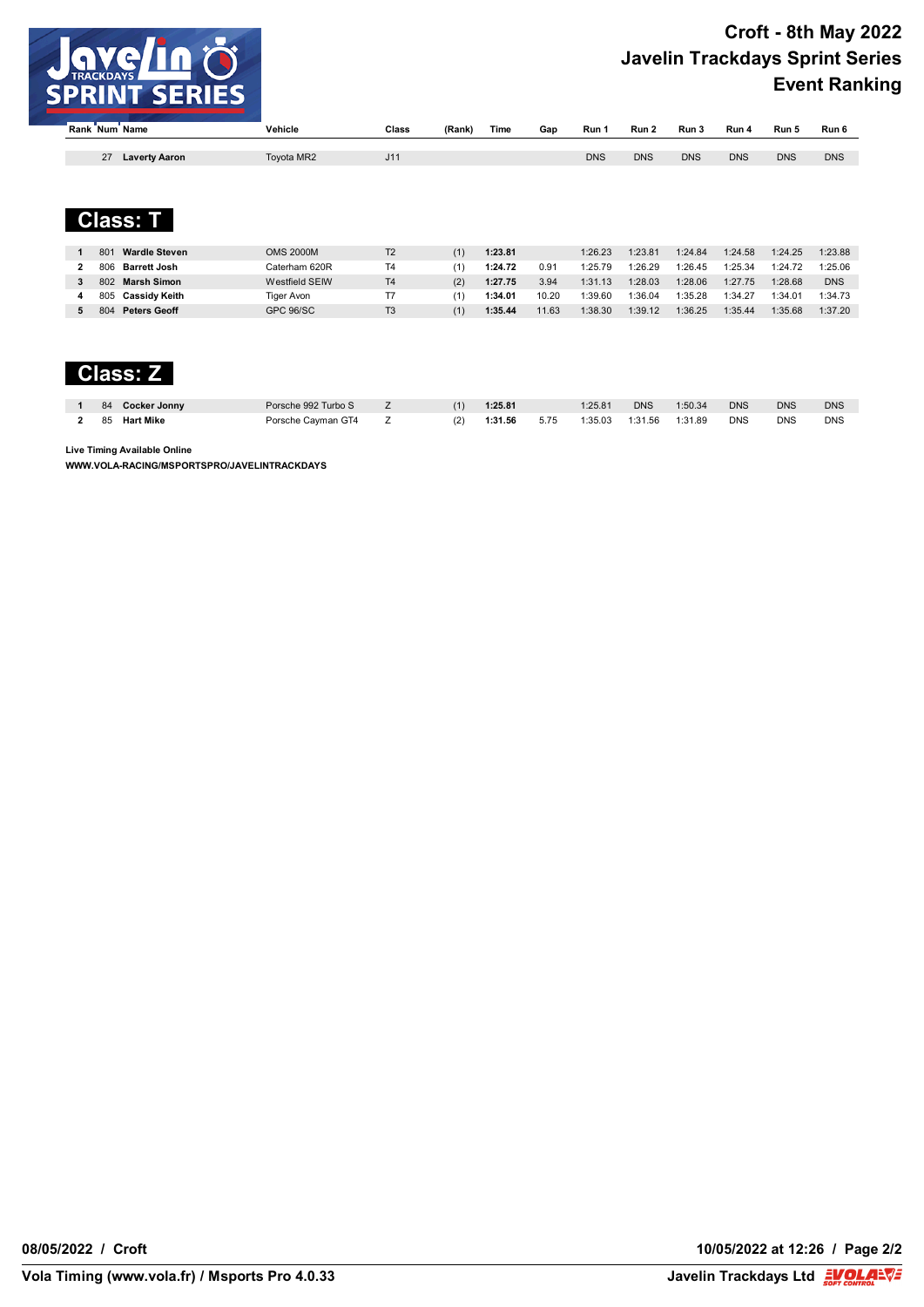# Croft - 8th May 2022
# Javelin Trackdays Sprint Series
# Event Ranking

| Rank | Num | Name | Vehicle | Class | (Rank) | Time | Gap | Run 1 | Run 2 | Run 3 | Run 4 | Run 5 | Run 6 |
|---|---|---|---|---|---|---|---|---|---|---|---|---|---|
| | 27 | **Laverty Aaron** | Toyota MR2 | J11 | | | | DNS | DNS | DNS | DNS | DNS | DNS |

## Class: T

| Rank | Num | Name | Vehicle | Class | (Rank) | Time | Gap | Run 1 | Run 2 | Run 3 | Run 4 | Run 5 | Run 6 |
|---|---|---|---|---|---|---|---|---|---|---|---|---|---|
| **1** | 801 | **Wardle Steven** | OMS 2000M | T2 | (1) | **1:23.81** | | 1:26.23 | 1:23.81 | 1:24.84 | 1:24.58 | 1:24.25 | 1:23.88 |
| **2** | 806 | **Barrett Josh** | Caterham 620R | T4 | (1) | **1:24.72** | 0.91 | 1:25.79 | 1:26.29 | 1:26.45 | 1:25.34 | 1:24.72 | 1:25.06 |
| **3** | 802 | **Marsh Simon** | Westfield SEIW | T4 | (2) | **1:27.75** | 3.94 | 1:31.13 | 1:28.03 | 1:28.06 | 1:27.75 | 1:28.68 | DNS |
| **4** | 805 | **Cassidy Keith** | Tiger Avon | T7 | (1) | **1:34.01** | 10.20 | 1:39.60 | 1:36.04 | 1:35.28 | 1:34.27 | 1:34.01 | 1:34.73 |
| **5** | 804 | **Peters Geoff** | GPC 96/SC | T3 | (1) | **1:35.44** | 11.63 | 1:38.30 | 1:39.12 | 1:36.25 | 1:35.44 | 1:35.68 | 1:37.20 |

## Class: Z

| Rank | Num | Name | Vehicle | Class | (Rank) | Time | Gap | Run 1 | Run 2 | Run 3 | Run 4 | Run 5 | Run 6 |
|---|---|---|---|---|---|---|---|---|---|---|---|---|---|
| **1** | 84 | **Cocker Jonny** | Porsche 992 Turbo S | Z | (1) | **1:25.81** | | 1:25.81 | DNS | 1:50.34 | DNS | DNS | DNS |
| **2** | 85 | **Hart Mike** | Porsche Cayman GT4 | Z | (2) | **1:31.56** | 5.75 | 1:35.03 | 1:31.56 | 1:31.89 | DNS | DNS | DNS |

**Live Timing Available Online**

**WWW.VOLA-RACING/MSPORTSPRO/JAVELINTRACKDAYS**

**08/05/2022 / Croft** — **10/05/2022 at 12:26**

**Vola Timing (www.vola.fr) / Msports Pro 4.0.33** — **Javelin Trackdays Ltd**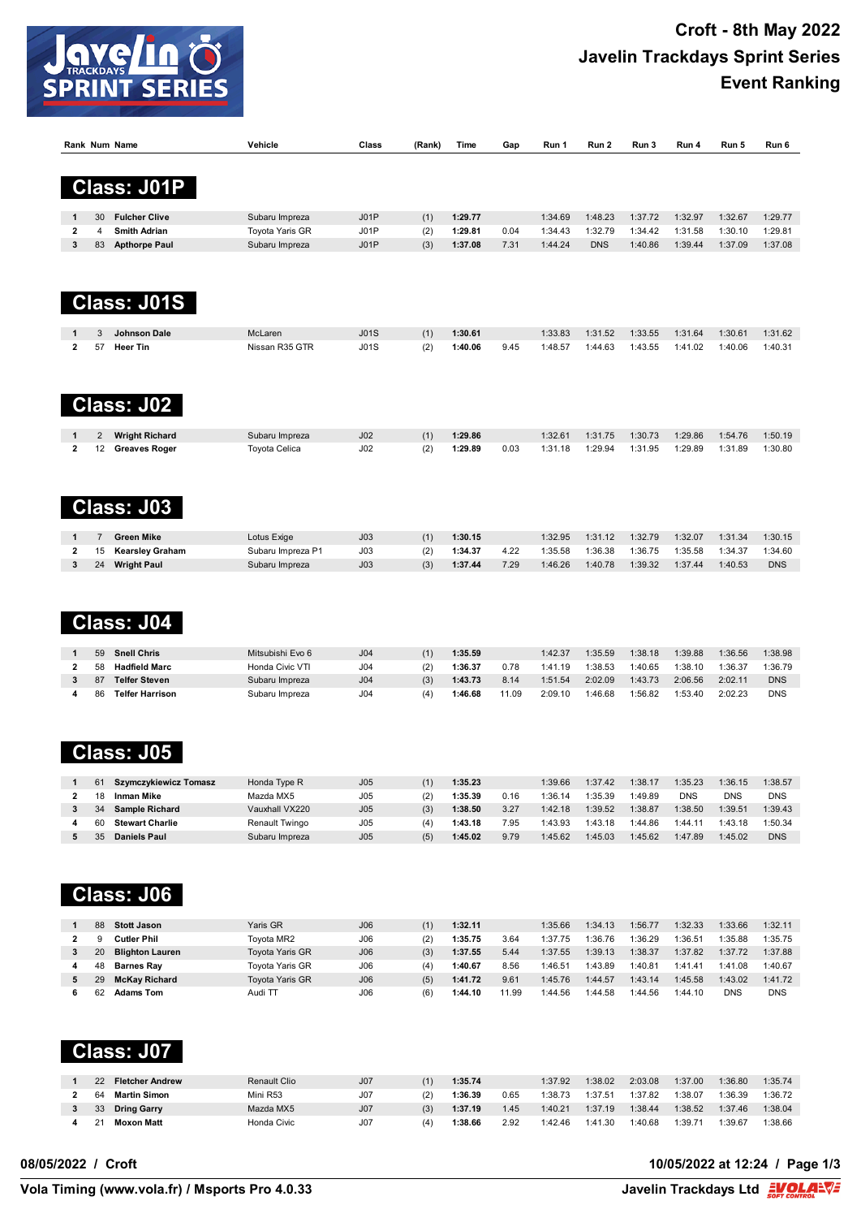# Croft - 8th May 2022
# Javelin Trackdays Sprint Series
# Event Ranking

## Class: J01P

| Rank | Num | Name | Vehicle | Class | (Rank) | Time | Gap | Run 1 | Run 2 | Run 3 | Run 4 | Run 5 | Run 6 |
|---|---|---|---|---|---|---|---|---|---|---|---|---|---|
| 1 | 30 | **Fulcher Clive** | Subaru Impreza | J01P | (1) | **1:29.77** | | 1:34.69 | 1:48.23 | 1:37.72 | 1:32.97 | 1:32.67 | 1:29.77 |
| 2 | 4 | **Smith Adrian** | Toyota Yaris GR | J01P | (2) | **1:29.81** | 0.04 | 1:34.43 | 1:32.79 | 1:34.42 | 1:31.58 | 1:30.10 | 1:29.81 |
| 3 | 83 | **Apthorpe Paul** | Subaru Impreza | J01P | (3) | **1:37.08** | 7.31 | 1:44.24 | DNS | 1:40.86 | 1:39.44 | 1:37.09 | 1:37.08 |

## Class: J01S

| Rank | Num | Name | Vehicle | Class | (Rank) | Time | Gap | Run 1 | Run 2 | Run 3 | Run 4 | Run 5 | Run 6 |
|---|---|---|---|---|---|---|---|---|---|---|---|---|---|
| 1 | 3 | **Johnson Dale** | McLaren | J01S | (1) | **1:30.61** | | 1:33.83 | 1:31.52 | 1:33.55 | 1:31.64 | 1:30.61 | 1:31.62 |
| 2 | 57 | **Heer Tin** | Nissan R35 GTR | J01S | (2) | **1:40.06** | 9.45 | 1:48.57 | 1:44.63 | 1:43.55 | 1:41.02 | 1:40.06 | 1:40.31 |

## Class: J02

| Rank | Num | Name | Vehicle | Class | (Rank) | Time | Gap | Run 1 | Run 2 | Run 3 | Run 4 | Run 5 | Run 6 |
|---|---|---|---|---|---|---|---|---|---|---|---|---|---|
| 1 | 2 | **Wright Richard** | Subaru Impreza | J02 | (1) | **1:29.86** | | 1:32.61 | 1:31.75 | 1:30.73 | 1:29.86 | 1:54.76 | 1:50.19 |
| 2 | 12 | **Greaves Roger** | Toyota Celica | J02 | (2) | **1:29.89** | 0.03 | 1:31.18 | 1:29.94 | 1:31.95 | 1:29.89 | 1:31.89 | 1:30.80 |

## Class: J03

| Rank | Num | Name | Vehicle | Class | (Rank) | Time | Gap | Run 1 | Run 2 | Run 3 | Run 4 | Run 5 | Run 6 |
|---|---|---|---|---|---|---|---|---|---|---|---|---|---|
| 1 | 7 | **Green Mike** | Lotus Exige | J03 | (1) | **1:30.15** | | 1:32.95 | 1:31.12 | 1:32.79 | 1:32.07 | 1:31.34 | 1:30.15 |
| 2 | 15 | **Kearsley Graham** | Subaru Impreza P1 | J03 | (2) | **1:34.37** | 4.22 | 1:35.58 | 1:36.38 | 1:36.75 | 1:35.58 | 1:34.37 | 1:34.60 |
| 3 | 24 | **Wright Paul** | Subaru Impreza | J03 | (3) | **1:37.44** | 7.29 | 1:46.26 | 1:40.78 | 1:39.32 | 1:37.44 | 1:40.53 | DNS |

## Class: J04

| Rank | Num | Name | Vehicle | Class | (Rank) | Time | Gap | Run 1 | Run 2 | Run 3 | Run 4 | Run 5 | Run 6 |
|---|---|---|---|---|---|---|---|---|---|---|---|---|---|
| 1 | 59 | **Snell Chris** | Mitsubishi Evo 6 | J04 | (1) | **1:35.59** | | 1:42.37 | 1:35.59 | 1:38.18 | 1:39.88 | 1:36.56 | 1:38.98 |
| 2 | 58 | **Hadfield Marc** | Honda Civic VTI | J04 | (2) | **1:36.37** | 0.78 | 1:41.19 | 1:38.53 | 1:40.65 | 1:38.10 | 1:36.37 | 1:36.79 |
| 3 | 87 | **Telfer Steven** | Subaru Impreza | J04 | (3) | **1:43.73** | 8.14 | 1:51.54 | 2:02.09 | 1:43.73 | 2:06.56 | 2:02.11 | DNS |
| 4 | 86 | **Telfer Harrison** | Subaru Impreza | J04 | (4) | **1:46.68** | 11.09 | 2:09.10 | 1:46.68 | 1:56.82 | 1:53.40 | 2:02.23 | DNS |

## Class: J05

| Rank | Num | Name | Vehicle | Class | (Rank) | Time | Gap | Run 1 | Run 2 | Run 3 | Run 4 | Run 5 | Run 6 |
|---|---|---|---|---|---|---|---|---|---|---|---|---|---|
| 1 | 61 | **Szymczykiewicz Tomasz** | Honda Type R | J05 | (1) | **1:35.23** | | 1:39.66 | 1:37.42 | 1:38.17 | 1:35.23 | 1:36.15 | 1:38.57 |
| 2 | 18 | **Inman Mike** | Mazda MX5 | J05 | (2) | **1:35.39** | 0.16 | 1:36.14 | 1:35.39 | 1:49.89 | DNS | DNS | DNS |
| 3 | 34 | **Sample Richard** | Vauxhall VX220 | J05 | (3) | **1:38.50** | 3.27 | 1:42.18 | 1:39.52 | 1:38.87 | 1:38.50 | 1:39.51 | 1:39.43 |
| 4 | 60 | **Stewart Charlie** | Renault Twingo | J05 | (4) | **1:43.18** | 7.95 | 1:43.93 | 1:43.18 | 1:44.86 | 1:44.11 | 1:43.18 | 1:50.34 |
| 5 | 35 | **Daniels Paul** | Subaru Impreza | J05 | (5) | **1:45.02** | 9.79 | 1:45.62 | 1:45.03 | 1:45.62 | 1:47.89 | 1:45.02 | DNS |

## Class: J06

| Rank | Num | Name | Vehicle | Class | (Rank) | Time | Gap | Run 1 | Run 2 | Run 3 | Run 4 | Run 5 | Run 6 |
|---|---|---|---|---|---|---|---|---|---|---|---|---|---|
| 1 | 88 | **Stott Jason** | Yaris GR | J06 | (1) | **1:32.11** | | 1:35.66 | 1:34.13 | 1:56.77 | 1:32.33 | 1:33.66 | 1:32.11 |
| 2 | 9 | **Cutler Phil** | Toyota MR2 | J06 | (2) | **1:35.75** | 3.64 | 1:37.75 | 1:36.76 | 1:36.29 | 1:36.51 | 1:35.88 | 1:35.75 |
| 3 | 20 | **Blighton Lauren** | Toyota Yaris GR | J06 | (3) | **1:37.55** | 5.44 | 1:37.55 | 1:39.13 | 1:38.37 | 1:37.82 | 1:37.72 | 1:37.88 |
| 4 | 48 | **Barnes Ray** | Toyota Yaris GR | J06 | (4) | **1:40.67** | 8.56 | 1:46.51 | 1:43.89 | 1:40.81 | 1:41.41 | 1:41.08 | 1:40.67 |
| 5 | 29 | **McKay Richard** | Toyota Yaris GR | J06 | (5) | **1:41.72** | 9.61 | 1:45.76 | 1:44.57 | 1:43.14 | 1:45.58 | 1:43.02 | 1:41.72 |
| 6 | 62 | **Adams Tom** | Audi TT | J06 | (6) | **1:44.10** | 11.99 | 1:44.56 | 1:44.58 | 1:44.56 | 1:44.10 | DNS | DNS |

## Class: J07

| Rank | Num | Name | Vehicle | Class | (Rank) | Time | Gap | Run 1 | Run 2 | Run 3 | Run 4 | Run 5 | Run 6 |
|---|---|---|---|---|---|---|---|---|---|---|---|---|---|
| 1 | 22 | **Fletcher Andrew** | Renault Clio | J07 | (1) | **1:35.74** | | 1:37.92 | 1:38.02 | 2:03.08 | 1:37.00 | 1:36.80 | 1:35.74 |
| 2 | 64 | **Martin Simon** | Mini R53 | J07 | (2) | **1:36.39** | 0.65 | 1:38.73 | 1:37.51 | 1:37.82 | 1:38.07 | 1:36.39 | 1:36.72 |
| 3 | 33 | **Dring Garry** | Mazda MX5 | J07 | (3) | **1:37.19** | 1.45 | 1:40.21 | 1:37.19 | 1:38.44 | 1:38.52 | 1:37.46 | 1:38.04 |
| 4 | 21 | **Moxon Matt** | Honda Civic | J07 | (4) | **1:38.66** | 2.92 | 1:42.46 | 1:41.30 | 1:40.68 | 1:39.71 | 1:39.67 | 1:38.66 |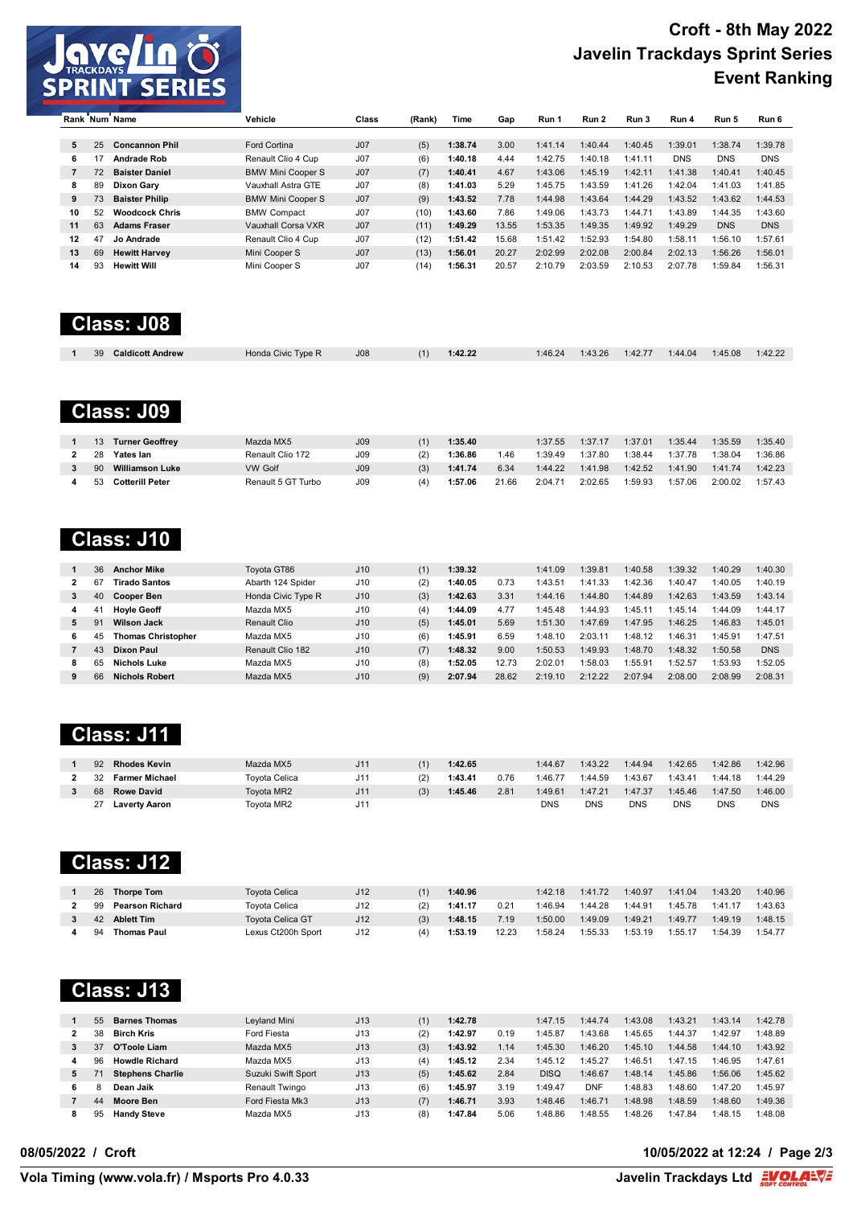# Croft - 8th May 2022
# Javelin Trackdays Sprint Series
# Event Ranking

| Rank | Num | Name | Vehicle | Class | (Rank) | Time | Gap | Run 1 | Run 2 | Run 3 | Run 4 | Run 5 | Run 6 |
|---|---|---|---|---|---|---|---|---|---|---|---|---|---|
| 5 | 25 | **Concannon Phil** | Ford Cortina | J07 | (5) | **1:38.74** | 3.00 | 1:41.14 | 1:40.44 | 1:40.45 | 1:39.01 | 1:38.74 | 1:39.78 |
| 6 | 17 | **Andrade Rob** | Renault Clio 4 Cup | J07 | (6) | **1:40.18** | 4.44 | 1:42.75 | 1:40.18 | 1:41.11 | DNS | DNS | DNS |
| 7 | 72 | **Baister Daniel** | BMW Mini Cooper S | J07 | (7) | **1:40.41** | 4.67 | 1:43.06 | 1:45.19 | 1:42.11 | 1:41.38 | 1:40.41 | 1:40.45 |
| 8 | 89 | **Dixon Gary** | Vauxhall Astra GTE | J07 | (8) | **1:41.03** | 5.29 | 1:45.75 | 1:43.59 | 1:41.26 | 1:42.04 | 1:41.03 | 1:41.85 |
| 9 | 73 | **Baister Philip** | BMW Mini Cooper S | J07 | (9) | **1:43.52** | 7.78 | 1:44.98 | 1:43.64 | 1:44.29 | 1:43.52 | 1:43.62 | 1:44.53 |
| 10 | 52 | **Woodcock Chris** | BMW Compact | J07 | (10) | **1:43.60** | 7.86 | 1:49.06 | 1:43.73 | 1:44.71 | 1:43.89 | 1:44.35 | 1:43.60 |
| 11 | 63 | **Adams Fraser** | Vauxhall Corsa VXR | J07 | (11) | **1:49.29** | 13.55 | 1:53.35 | 1:49.35 | 1:49.92 | 1:49.29 | DNS | DNS |
| 12 | 47 | **Jo Andrade** | Renault Clio 4 Cup | J07 | (12) | **1:51.42** | 15.68 | 1:51.42 | 1:52.93 | 1:54.80 | 1:58.11 | 1:56.10 | 1:57.61 |
| 13 | 69 | **Hewitt Harvey** | Mini Cooper S | J07 | (13) | **1:56.01** | 20.27 | 2:02.99 | 2:02.08 | 2:00.84 | 2:02.13 | 1:56.26 | 1:56.01 |
| 14 | 93 | **Hewitt Will** | Mini Cooper S | J07 | (14) | **1:56.31** | 20.57 | 2:10.79 | 2:03.59 | 2:10.53 | 2:07.78 | 1:59.84 | 1:56.31 |

## Class: J08

| Rank | Num | Name | Vehicle | Class | (Rank) | Time | Gap | Run 1 | Run 2 | Run 3 | Run 4 | Run 5 | Run 6 |
|---|---|---|---|---|---|---|---|---|---|---|---|---|---|
| 1 | 39 | **Caldicott Andrew** | Honda Civic Type R | J08 | (1) | **1:42.22** | | 1:46.24 | 1:43.26 | 1:42.77 | 1:44.04 | 1:45.08 | 1:42.22 |

## Class: J09

| Rank | Num | Name | Vehicle | Class | (Rank) | Time | Gap | Run 1 | Run 2 | Run 3 | Run 4 | Run 5 | Run 6 |
|---|---|---|---|---|---|---|---|---|---|---|---|---|---|
| 1 | 13 | **Turner Geoffrey** | Mazda MX5 | J09 | (1) | **1:35.40** | | 1:37.55 | 1:37.17 | 1:37.01 | 1:35.44 | 1:35.59 | 1:35.40 |
| 2 | 28 | **Yates Ian** | Renault Clio 172 | J09 | (2) | **1:36.86** | 1.46 | 1:39.49 | 1:37.80 | 1:38.44 | 1:37.78 | 1:38.04 | 1:36.86 |
| 3 | 90 | **Williamson Luke** | VW Golf | J09 | (3) | **1:41.74** | 6.34 | 1:44.22 | 1:41.98 | 1:42.52 | 1:41.90 | 1:41.74 | 1:42.23 |
| 4 | 53 | **Cotterill Peter** | Renault 5 GT Turbo | J09 | (4) | **1:57.06** | 21.66 | 2:04.71 | 2:02.65 | 1:59.93 | 1:57.06 | 2:00.02 | 1:57.43 |

## Class: J10

| Rank | Num | Name | Vehicle | Class | (Rank) | Time | Gap | Run 1 | Run 2 | Run 3 | Run 4 | Run 5 | Run 6 |
|---|---|---|---|---|---|---|---|---|---|---|---|---|---|
| 1 | 36 | **Anchor Mike** | Toyota GT86 | J10 | (1) | **1:39.32** | | 1:41.09 | 1:39.81 | 1:40.58 | 1:39.32 | 1:40.29 | 1:40.30 |
| 2 | 67 | **Tirado Santos** | Abarth 124 Spider | J10 | (2) | **1:40.05** | 0.73 | 1:43.51 | 1:41.33 | 1:42.36 | 1:40.47 | 1:40.05 | 1:40.19 |
| 3 | 40 | **Cooper Ben** | Honda Civic Type R | J10 | (3) | **1:42.63** | 3.31 | 1:44.16 | 1:44.80 | 1:44.89 | 1:42.63 | 1:43.59 | 1:43.14 |
| 4 | 41 | **Hoyle Geoff** | Mazda MX5 | J10 | (4) | **1:44.09** | 4.77 | 1:45.48 | 1:44.93 | 1:45.11 | 1:45.14 | 1:44.09 | 1:44.17 |
| 5 | 91 | **Wilson Jack** | Renault Clio | J10 | (5) | **1:45.01** | 5.69 | 1:51.30 | 1:47.69 | 1:47.95 | 1:46.25 | 1:46.83 | 1:45.01 |
| 6 | 45 | **Thomas Christopher** | Mazda MX5 | J10 | (6) | **1:45.91** | 6.59 | 1:48.10 | 2:03.11 | 1:48.12 | 1:46.31 | 1:45.91 | 1:47.51 |
| 7 | 43 | **Dixon Paul** | Renault Clio 182 | J10 | (7) | **1:48.32** | 9.00 | 1:50.53 | 1:49.93 | 1:48.70 | 1:48.32 | 1:50.58 | DNS |
| 8 | 65 | **Nichols Luke** | Mazda MX5 | J10 | (8) | **1:52.05** | 12.73 | 2:02.01 | 1:58.03 | 1:55.91 | 1:52.57 | 1:53.93 | 1:52.05 |
| 9 | 66 | **Nichols Robert** | Mazda MX5 | J10 | (9) | **2:07.94** | 28.62 | 2:19.10 | 2:12.22 | 2:07.94 | 2:08.00 | 2:08.99 | 2:08.31 |

## Class: J11

| Rank | Num | Name | Vehicle | Class | (Rank) | Time | Gap | Run 1 | Run 2 | Run 3 | Run 4 | Run 5 | Run 6 |
|---|---|---|---|---|---|---|---|---|---|---|---|---|---|
| 1 | 92 | **Rhodes Kevin** | Mazda MX5 | J11 | (1) | **1:42.65** | | 1:44.67 | 1:43.22 | 1:44.94 | 1:42.65 | 1:42.86 | 1:42.96 |
| 2 | 32 | **Farmer Michael** | Toyota Celica | J11 | (2) | **1:43.41** | 0.76 | 1:46.77 | 1:44.59 | 1:43.67 | 1:43.41 | 1:44.18 | 1:44.29 |
| 3 | 68 | **Rowe David** | Toyota MR2 | J11 | (3) | **1:45.46** | 2.81 | 1:49.61 | 1:47.21 | 1:47.37 | 1:45.46 | 1:47.50 | 1:46.00 |
| | 27 | **Laverty Aaron** | Toyota MR2 | J11 | | | | DNS | DNS | DNS | DNS | DNS | DNS |

## Class: J12

| Rank | Num | Name | Vehicle | Class | (Rank) | Time | Gap | Run 1 | Run 2 | Run 3 | Run 4 | Run 5 | Run 6 |
|---|---|---|---|---|---|---|---|---|---|---|---|---|---|
| 1 | 26 | **Thorpe Tom** | Toyota Celica | J12 | (1) | **1:40.96** | | 1:42.18 | 1:41.72 | 1:40.97 | 1:41.04 | 1:43.20 | 1:40.96 |
| 2 | 99 | **Pearson Richard** | Toyota Celica | J12 | (2) | **1:41.17** | 0.21 | 1:46.94 | 1:44.28 | 1:44.91 | 1:45.78 | 1:41.17 | 1:43.63 |
| 3 | 42 | **Ablett Tim** | Toyota Celica GT | J12 | (3) | **1:48.15** | 7.19 | 1:50.00 | 1:49.09 | 1:49.21 | 1:49.77 | 1:49.19 | 1:48.15 |
| 4 | 94 | **Thomas Paul** | Lexus Ct200h Sport | J12 | (4) | **1:53.19** | 12.23 | 1:58.24 | 1:55.33 | 1:53.19 | 1:55.17 | 1:54.39 | 1:54.77 |

## Class: J13

| Rank | Num | Name | Vehicle | Class | (Rank) | Time | Gap | Run 1 | Run 2 | Run 3 | Run 4 | Run 5 | Run 6 |
|---|---|---|---|---|---|---|---|---|---|---|---|---|---|
| 1 | 55 | **Barnes Thomas** | Leyland Mini | J13 | (1) | **1:42.78** | | 1:47.15 | 1:44.74 | 1:43.08 | 1:43.21 | 1:43.14 | 1:42.78 |
| 2 | 38 | **Birch Kris** | Ford Fiesta | J13 | (2) | **1:42.97** | 0.19 | 1:45.87 | 1:43.68 | 1:45.65 | 1:44.37 | 1:42.97 | 1:48.89 |
| 3 | 37 | **O'Toole Liam** | Mazda MX5 | J13 | (3) | **1:43.92** | 1.14 | 1:45.30 | 1:46.20 | 1:45.10 | 1:44.58 | 1:44.10 | 1:43.92 |
| 4 | 96 | **Howdle Richard** | Mazda MX5 | J13 | (4) | **1:45.12** | 2.34 | 1:45.12 | 1:45.27 | 1:46.51 | 1:47.15 | 1:46.95 | 1:47.61 |
| 5 | 71 | **Stephens Charlie** | Suzuki Swift Sport | J13 | (5) | **1:45.62** | 2.84 | DISQ | 1:46.67 | 1:48.14 | 1:45.86 | 1:56.06 | 1:45.62 |
| 6 | 8 | **Dean Jaik** | Renault Twingo | J13 | (6) | **1:45.97** | 3.19 | 1:49.47 | DNF | 1:48.83 | 1:48.60 | 1:47.20 | 1:45.97 |
| 7 | 44 | **Moore Ben** | Ford Fiesta Mk3 | J13 | (7) | **1:46.71** | 3.93 | 1:48.46 | 1:46.71 | 1:48.98 | 1:48.59 | 1:48.60 | 1:49.36 |
| 8 | 95 | **Handy Steve** | Mazda MX5 | J13 | (8) | **1:47.84** | 5.06 | 1:48.86 | 1:48.55 | 1:48.26 | 1:47.84 | 1:48.15 | 1:48.08 |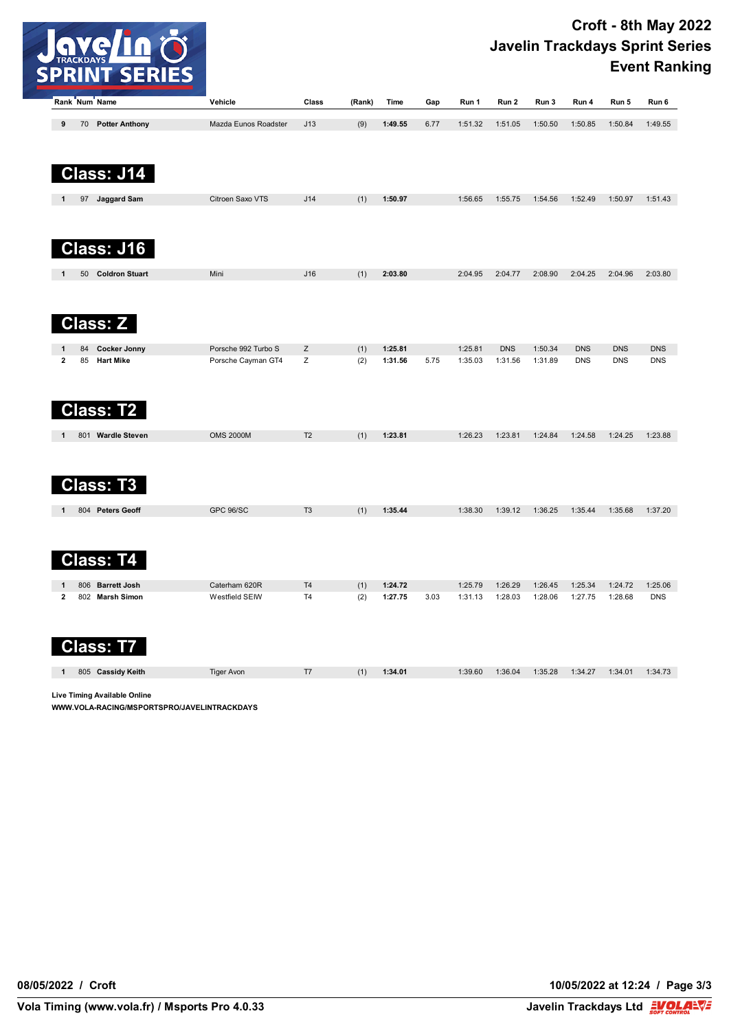# Croft - 8th May 2022
## Javelin Trackdays Sprint Series
## Event Ranking

| Rank | Num | Name | Vehicle | Class | (Rank) | Time | Gap | Run 1 | Run 2 | Run 3 | Run 4 | Run 5 | Run 6 |
|---|---|---|---|---|---|---|---|---|---|---|---|---|---|
| 9 | 70 | Potter Anthony | Mazda Eunos Roadster | J13 | (9) | 1:49.55 | 6.77 | 1:51.32 | 1:51.05 | 1:50.50 | 1:50.85 | 1:50.84 | 1:49.55 |

## Class: J14

| Rank | Num | Name | Vehicle | Class | (Rank) | Time | Gap | Run 1 | Run 2 | Run 3 | Run 4 | Run 5 | Run 6 |
|---|---|---|---|---|---|---|---|---|---|---|---|---|---|
| 1 | 97 | Jaggard Sam | Citroen Saxo VTS | J14 | (1) | 1:50.97 | | 1:56.65 | 1:55.75 | 1:54.56 | 1:52.49 | 1:50.97 | 1:51.43 |

## Class: J16

| Rank | Num | Name | Vehicle | Class | (Rank) | Time | Gap | Run 1 | Run 2 | Run 3 | Run 4 | Run 5 | Run 6 |
|---|---|---|---|---|---|---|---|---|---|---|---|---|---|
| 1 | 50 | Coldron Stuart | Mini | J16 | (1) | 2:03.80 | | 2:04.95 | 2:04.77 | 2:08.90 | 2:04.25 | 2:04.96 | 2:03.80 |

## Class: Z

| Rank | Num | Name | Vehicle | Class | (Rank) | Time | Gap | Run 1 | Run 2 | Run 3 | Run 4 | Run 5 | Run 6 |
|---|---|---|---|---|---|---|---|---|---|---|---|---|---|
| 1 | 84 | Cocker Jonny | Porsche 992 Turbo S | Z | (1) | 1:25.81 | | 1:25.81 | DNS | 1:50.34 | DNS | DNS | DNS |
| 2 | 85 | Hart Mike | Porsche Cayman GT4 | Z | (2) | 1:31.56 | 5.75 | 1:35.03 | 1:31.56 | 1:31.89 | DNS | DNS | DNS |

## Class: T2

| Rank | Num | Name | Vehicle | Class | (Rank) | Time | Gap | Run 1 | Run 2 | Run 3 | Run 4 | Run 5 | Run 6 |
|---|---|---|---|---|---|---|---|---|---|---|---|---|---|
| 1 | 801 | Wardle Steven | OMS 2000M | T2 | (1) | 1:23.81 | | 1:26.23 | 1:23.81 | 1:24.84 | 1:24.58 | 1:24.25 | 1:23.88 |

## Class: T3

| Rank | Num | Name | Vehicle | Class | (Rank) | Time | Gap | Run 1 | Run 2 | Run 3 | Run 4 | Run 5 | Run 6 |
|---|---|---|---|---|---|---|---|---|---|---|---|---|---|
| 1 | 804 | Peters Geoff | GPC 96/SC | T3 | (1) | 1:35.44 | | 1:38.30 | 1:39.12 | 1:36.25 | 1:35.44 | 1:35.68 | 1:37.20 |

## Class: T4

| Rank | Num | Name | Vehicle | Class | (Rank) | Time | Gap | Run 1 | Run 2 | Run 3 | Run 4 | Run 5 | Run 6 |
|---|---|---|---|---|---|---|---|---|---|---|---|---|---|
| 1 | 806 | Barrett Josh | Caterham 620R | T4 | (1) | 1:24.72 | | 1:25.79 | 1:26.29 | 1:26.45 | 1:25.34 | 1:24.72 | 1:25.06 |
| 2 | 802 | Marsh Simon | Westfield SEIW | T4 | (2) | 1:27.75 | 3.03 | 1:31.13 | 1:28.03 | 1:28.06 | 1:27.75 | 1:28.68 | DNS |

## Class: T7

| Rank | Num | Name | Vehicle | Class | (Rank) | Time | Gap | Run 1 | Run 2 | Run 3 | Run 4 | Run 5 | Run 6 |
|---|---|---|---|---|---|---|---|---|---|---|---|---|---|
| 1 | 805 | Cassidy Keith | Tiger Avon | T7 | (1) | 1:34.01 | | 1:39.60 | 1:36.04 | 1:35.28 | 1:34.27 | 1:34.01 | 1:34.73 |

**Live Timing Available Online**
**WWW.VOLA-RACING/MSPORTSPRO/JAVELINTRACKDAYS**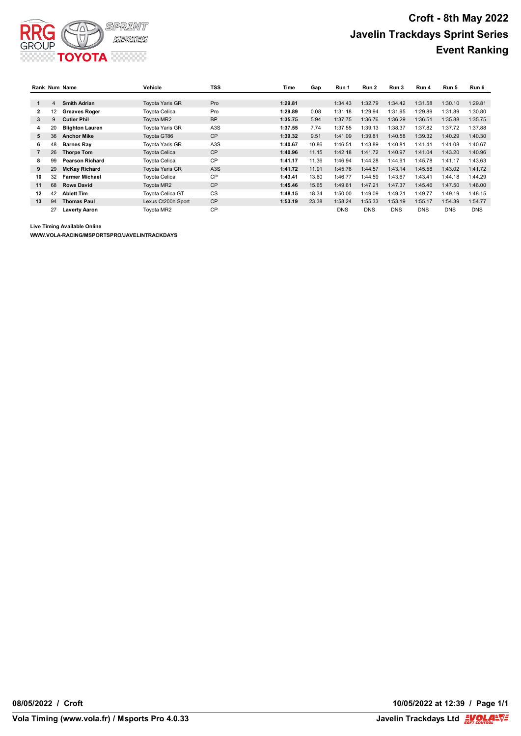# Croft - 8th May 2022
# Javelin Trackdays Sprint Series
# Event Ranking

| Rank | Num | Name | Vehicle | TSS | Time | Gap | Run 1 | Run 2 | Run 3 | Run 4 | Run 5 | Run 6 |
|---|---|---|---|---|---|---|---|---|---|---|---|---|
| 1 | 4 | **Smith Adrian** | Toyota Yaris GR | Pro | **1:29.81** | | 1:34.43 | 1:32.79 | 1:34.42 | 1:31.58 | 1:30.10 | 1:29.81 |
| 2 | 12 | **Greaves Roger** | Toyota Celica | Pro | **1:29.89** | 0.08 | 1:31.18 | 1:29.94 | 1:31.95 | 1:29.89 | 1:31.89 | 1:30.80 |
| 3 | 9 | **Cutler Phil** | Toyota MR2 | BP | **1:35.75** | 5.94 | 1:37.75 | 1:36.76 | 1:36.29 | 1:36.51 | 1:35.88 | 1:35.75 |
| 4 | 20 | **Blighton Lauren** | Toyota Yaris GR | A3S | **1:37.55** | 7.74 | 1:37.55 | 1:39.13 | 1:38.37 | 1:37.82 | 1:37.72 | 1:37.88 |
| 5 | 36 | **Anchor Mike** | Toyota GT86 | CP | **1:39.32** | 9.51 | 1:41.09 | 1:39.81 | 1:40.58 | 1:39.32 | 1:40.29 | 1:40.30 |
| 6 | 48 | **Barnes Ray** | Toyota Yaris GR | A3S | **1:40.67** | 10.86 | 1:46.51 | 1:43.89 | 1:40.81 | 1:41.41 | 1:41.08 | 1:40.67 |
| 7 | 26 | **Thorpe Tom** | Toyota Celica | CP | **1:40.96** | 11.15 | 1:42.18 | 1:41.72 | 1:40.97 | 1:41.04 | 1:43.20 | 1:40.96 |
| 8 | 99 | **Pearson Richard** | Toyota Celica | CP | **1:41.17** | 11.36 | 1:46.94 | 1:44.28 | 1:44.91 | 1:45.78 | 1:41.17 | 1:43.63 |
| 9 | 29 | **McKay Richard** | Toyota Yaris GR | A3S | **1:41.72** | 11.91 | 1:45.76 | 1:44.57 | 1:43.14 | 1:45.58 | 1:43.02 | 1:41.72 |
| 10 | 32 | **Farmer Michael** | Toyota Celica | CP | **1:43.41** | 13.60 | 1:46.77 | 1:44.59 | 1:43.67 | 1:43.41 | 1:44.18 | 1:44.29 |
| 11 | 68 | **Rowe David** | Toyota MR2 | CP | **1:45.46** | 15.65 | 1:49.61 | 1:47.21 | 1:47.37 | 1:45.46 | 1:47.50 | 1:46.00 |
| 12 | 42 | **Ablett Tim** | Toyota Celica GT | CS | **1:48.15** | 18.34 | 1:50.00 | 1:49.09 | 1:49.21 | 1:49.77 | 1:49.19 | 1:48.15 |
| 13 | 94 | **Thomas Paul** | Lexus Ct200h Sport | CP | **1:53.19** | 23.38 | 1:58.24 | 1:55.33 | 1:53.19 | 1:55.17 | 1:54.39 | 1:54.77 |
| | 27 | **Laverty Aaron** | Toyota MR2 | CP | | | DNS | DNS | DNS | DNS | DNS | DNS |

**Live Timing Available Online**

**WWW.VOLA-RACING/MSPORTSPRO/JAVELINTRACKDAYS**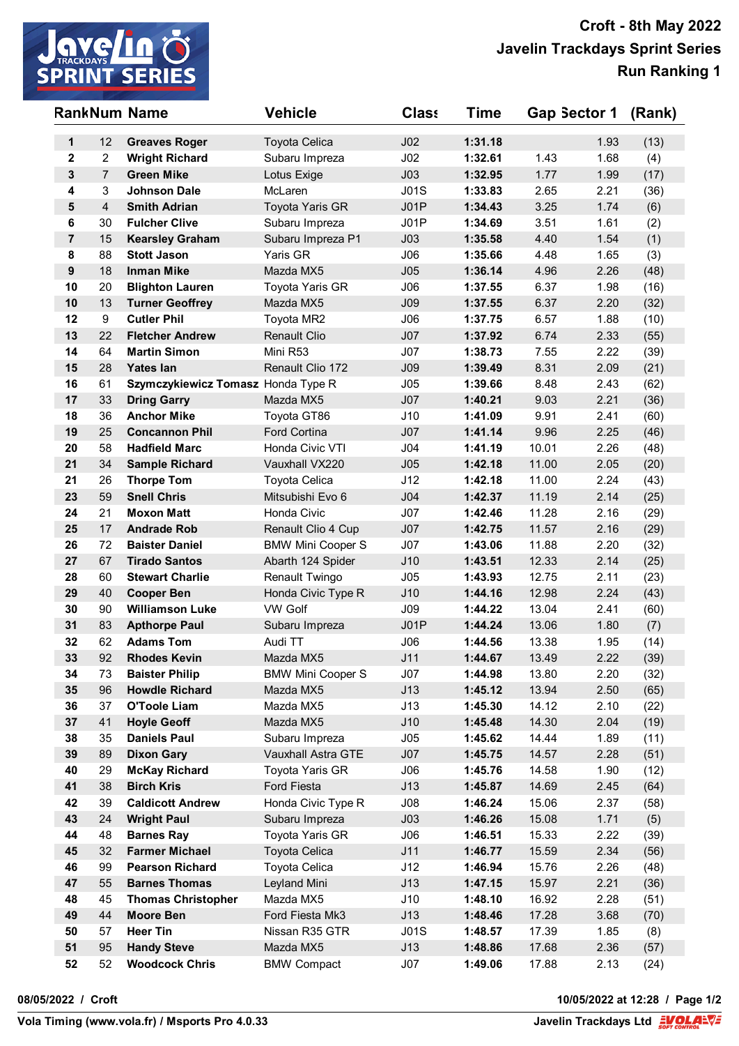# Croft - 8th May 2022
## Javelin Trackdays Sprint Series
## Run Ranking 1

| Rank | Num | Name | Vehicle | Class | Time | Gap | Sector 1 | (Rank) |
|---|---|---|---|---|---|---|---|---|
| 1 | 12 | **Greaves Roger** | Toyota Celica | J02 | **1:31.18** | | 1.93 | (13) |
| 2 | 2 | **Wright Richard** | Subaru Impreza | J02 | **1:32.61** | 1.43 | 1.68 | (4) |
| 3 | 7 | **Green Mike** | Lotus Exige | J03 | **1:32.95** | 1.77 | 1.99 | (17) |
| 4 | 3 | **Johnson Dale** | McLaren | J01S | **1:33.83** | 2.65 | 2.21 | (36) |
| 5 | 4 | **Smith Adrian** | Toyota Yaris GR | J01P | **1:34.43** | 3.25 | 1.74 | (6) |
| 6 | 30 | **Fulcher Clive** | Subaru Impreza | J01P | **1:34.69** | 3.51 | 1.61 | (2) |
| 7 | 15 | **Kearsley Graham** | Subaru Impreza P1 | J03 | **1:35.58** | 4.40 | 1.54 | (1) |
| 8 | 88 | **Stott Jason** | Yaris GR | J06 | **1:35.66** | 4.48 | 1.65 | (3) |
| 9 | 18 | **Inman Mike** | Mazda MX5 | J05 | **1:36.14** | 4.96 | 2.26 | (48) |
| 10 | 20 | **Blighton Lauren** | Toyota Yaris GR | J06 | **1:37.55** | 6.37 | 1.98 | (16) |
| 10 | 13 | **Turner Geoffrey** | Mazda MX5 | J09 | **1:37.55** | 6.37 | 2.20 | (32) |
| 12 | 9 | **Cutler Phil** | Toyota MR2 | J06 | **1:37.75** | 6.57 | 1.88 | (10) |
| 13 | 22 | **Fletcher Andrew** | Renault Clio | J07 | **1:37.92** | 6.74 | 2.33 | (55) |
| 14 | 64 | **Martin Simon** | Mini R53 | J07 | **1:38.73** | 7.55 | 2.22 | (39) |
| 15 | 28 | **Yates Ian** | Renault Clio 172 | J09 | **1:39.49** | 8.31 | 2.09 | (21) |
| 16 | 61 | **Szymczykiewicz Tomasz** | Honda Type R | J05 | **1:39.66** | 8.48 | 2.43 | (62) |
| 17 | 33 | **Dring Garry** | Mazda MX5 | J07 | **1:40.21** | 9.03 | 2.21 | (36) |
| 18 | 36 | **Anchor Mike** | Toyota GT86 | J10 | **1:41.09** | 9.91 | 2.41 | (60) |
| 19 | 25 | **Concannon Phil** | Ford Cortina | J07 | **1:41.14** | 9.96 | 2.25 | (46) |
| 20 | 58 | **Hadfield Marc** | Honda Civic VTI | J04 | **1:41.19** | 10.01 | 2.26 | (48) |
| 21 | 34 | **Sample Richard** | Vauxhall VX220 | J05 | **1:42.18** | 11.00 | 2.05 | (20) |
| 21 | 26 | **Thorpe Tom** | Toyota Celica | J12 | **1:42.18** | 11.00 | 2.24 | (43) |
| 23 | 59 | **Snell Chris** | Mitsubishi Evo 6 | J04 | **1:42.37** | 11.19 | 2.14 | (25) |
| 24 | 21 | **Moxon Matt** | Honda Civic | J07 | **1:42.46** | 11.28 | 2.16 | (29) |
| 25 | 17 | **Andrade Rob** | Renault Clio 4 Cup | J07 | **1:42.75** | 11.57 | 2.16 | (29) |
| 26 | 72 | **Baister Daniel** | BMW Mini Cooper S | J07 | **1:43.06** | 11.88 | 2.20 | (32) |
| 27 | 67 | **Tirado Santos** | Abarth 124 Spider | J10 | **1:43.51** | 12.33 | 2.14 | (25) |
| 28 | 60 | **Stewart Charlie** | Renault Twingo | J05 | **1:43.93** | 12.75 | 2.11 | (23) |
| 29 | 40 | **Cooper Ben** | Honda Civic Type R | J10 | **1:44.16** | 12.98 | 2.24 | (43) |
| 30 | 90 | **Williamson Luke** | VW Golf | J09 | **1:44.22** | 13.04 | 2.41 | (60) |
| 31 | 83 | **Apthorpe Paul** | Subaru Impreza | J01P | **1:44.24** | 13.06 | 1.80 | (7) |
| 32 | 62 | **Adams Tom** | Audi TT | J06 | **1:44.56** | 13.38 | 1.95 | (14) |
| 33 | 92 | **Rhodes Kevin** | Mazda MX5 | J11 | **1:44.67** | 13.49 | 2.22 | (39) |
| 34 | 73 | **Baister Philip** | BMW Mini Cooper S | J07 | **1:44.98** | 13.80 | 2.20 | (32) |
| 35 | 96 | **Howdle Richard** | Mazda MX5 | J13 | **1:45.12** | 13.94 | 2.50 | (65) |
| 36 | 37 | **O'Toole Liam** | Mazda MX5 | J13 | **1:45.30** | 14.12 | 2.10 | (22) |
| 37 | 41 | **Hoyle Geoff** | Mazda MX5 | J10 | **1:45.48** | 14.30 | 2.04 | (19) |
| 38 | 35 | **Daniels Paul** | Subaru Impreza | J05 | **1:45.62** | 14.44 | 1.89 | (11) |
| 39 | 89 | **Dixon Gary** | Vauxhall Astra GTE | J07 | **1:45.75** | 14.57 | 2.28 | (51) |
| 40 | 29 | **McKay Richard** | Toyota Yaris GR | J06 | **1:45.76** | 14.58 | 1.90 | (12) |
| 41 | 38 | **Birch Kris** | Ford Fiesta | J13 | **1:45.87** | 14.69 | 2.45 | (64) |
| 42 | 39 | **Caldicott Andrew** | Honda Civic Type R | J08 | **1:46.24** | 15.06 | 2.37 | (58) |
| 43 | 24 | **Wright Paul** | Subaru Impreza | J03 | **1:46.26** | 15.08 | 1.71 | (5) |
| 44 | 48 | **Barnes Ray** | Toyota Yaris GR | J06 | **1:46.51** | 15.33 | 2.22 | (39) |
| 45 | 32 | **Farmer Michael** | Toyota Celica | J11 | **1:46.77** | 15.59 | 2.34 | (56) |
| 46 | 99 | **Pearson Richard** | Toyota Celica | J12 | **1:46.94** | 15.76 | 2.26 | (48) |
| 47 | 55 | **Barnes Thomas** | Leyland Mini | J13 | **1:47.15** | 15.97 | 2.21 | (36) |
| 48 | 45 | **Thomas Christopher** | Mazda MX5 | J10 | **1:48.10** | 16.92 | 2.28 | (51) |
| 49 | 44 | **Moore Ben** | Ford Fiesta Mk3 | J13 | **1:48.46** | 17.28 | 3.68 | (70) |
| 50 | 57 | **Heer Tin** | Nissan R35 GTR | J01S | **1:48.57** | 17.39 | 1.85 | (8) |
| 51 | 95 | **Handy Steve** | Mazda MX5 | J13 | **1:48.86** | 17.68 | 2.36 | (57) |
| 52 | 52 | **Woodcock Chris** | BMW Compact | J07 | **1:49.06** | 17.88 | 2.13 | (24) |

08/05/2022 / Croft — 10/05/2022 at 12:28 / Page 1/2

Vola Timing (www.vola.fr) / Msports Pro 4.0.33 — Javelin Trackdays Ltd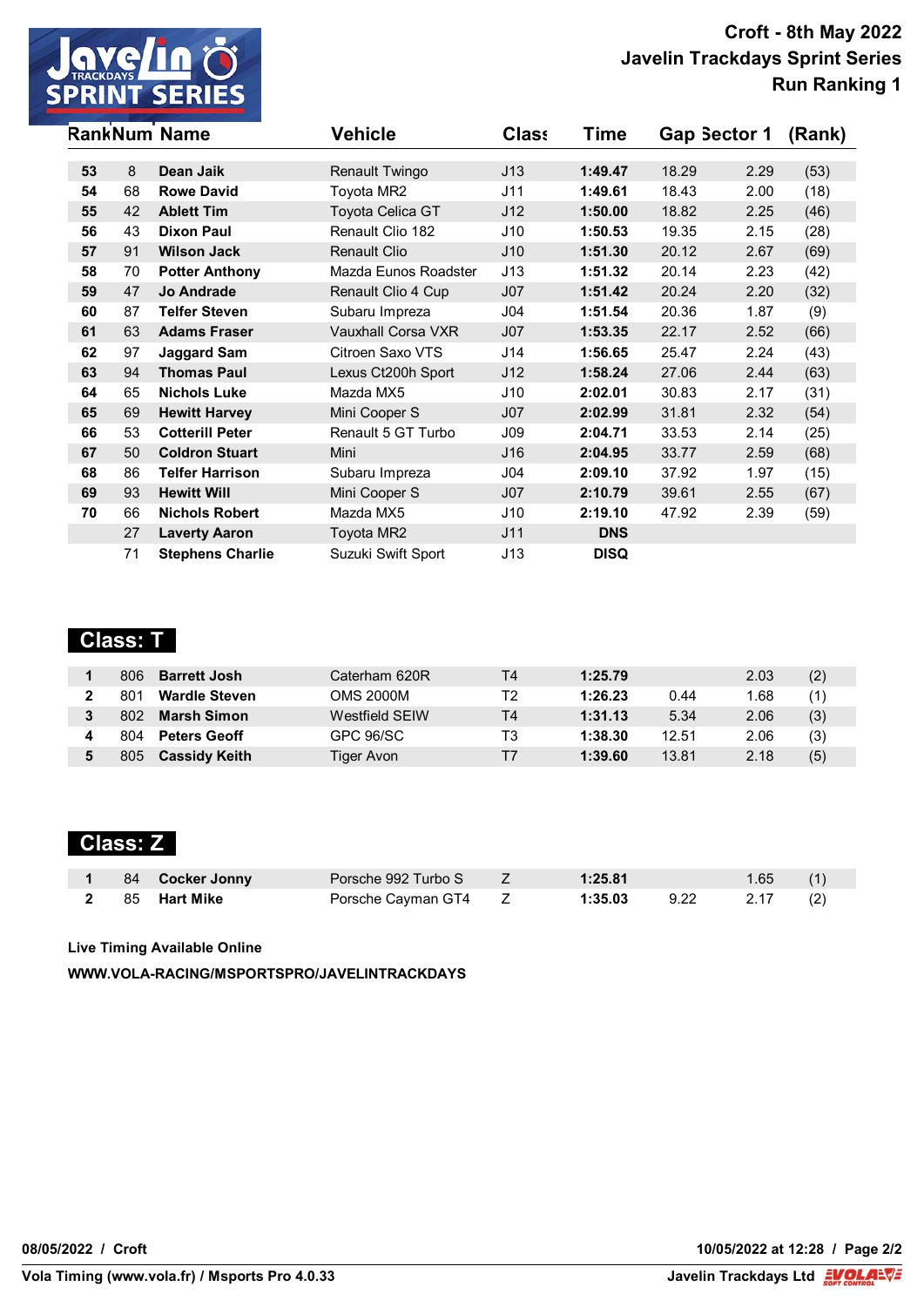# Croft - 8th May 2022
## Javelin Trackdays Sprint Series
## Run Ranking 1

| Rank | Num | Name | Vehicle | Class | Time | Gap | Sector 1 | (Rank) |
|---|---|---|---|---|---|---|---|---|
| **53** | 8 | **Dean Jaik** | Renault Twingo | J13 | **1:49.47** | 18.29 | 2.29 | (53) |
| **54** | 68 | **Rowe David** | Toyota MR2 | J11 | **1:49.61** | 18.43 | 2.00 | (18) |
| **55** | 42 | **Ablett Tim** | Toyota Celica GT | J12 | **1:50.00** | 18.82 | 2.25 | (46) |
| **56** | 43 | **Dixon Paul** | Renault Clio 182 | J10 | **1:50.53** | 19.35 | 2.15 | (28) |
| **57** | 91 | **Wilson Jack** | Renault Clio | J10 | **1:51.30** | 20.12 | 2.67 | (69) |
| **58** | 70 | **Potter Anthony** | Mazda Eunos Roadster | J13 | **1:51.32** | 20.14 | 2.23 | (42) |
| **59** | 47 | **Jo Andrade** | Renault Clio 4 Cup | J07 | **1:51.42** | 20.24 | 2.20 | (32) |
| **60** | 87 | **Telfer Steven** | Subaru Impreza | J04 | **1:51.54** | 20.36 | 1.87 | (9) |
| **61** | 63 | **Adams Fraser** | Vauxhall Corsa VXR | J07 | **1:53.35** | 22.17 | 2.52 | (66) |
| **62** | 97 | **Jaggard Sam** | Citroen Saxo VTS | J14 | **1:56.65** | 25.47 | 2.24 | (43) |
| **63** | 94 | **Thomas Paul** | Lexus Ct200h Sport | J12 | **1:58.24** | 27.06 | 2.44 | (63) |
| **64** | 65 | **Nichols Luke** | Mazda MX5 | J10 | **2:02.01** | 30.83 | 2.17 | (31) |
| **65** | 69 | **Hewitt Harvey** | Mini Cooper S | J07 | **2:02.99** | 31.81 | 2.32 | (54) |
| **66** | 53 | **Cotterill Peter** | Renault 5 GT Turbo | J09 | **2:04.71** | 33.53 | 2.14 | (25) |
| **67** | 50 | **Coldron Stuart** | Mini | J16 | **2:04.95** | 33.77 | 2.59 | (68) |
| **68** | 86 | **Telfer Harrison** | Subaru Impreza | J04 | **2:09.10** | 37.92 | 1.97 | (15) |
| **69** | 93 | **Hewitt Will** | Mini Cooper S | J07 | **2:10.79** | 39.61 | 2.55 | (67) |
| **70** | 66 | **Nichols Robert** | Mazda MX5 | J10 | **2:19.10** | 47.92 | 2.39 | (59) |
| | 27 | **Laverty Aaron** | Toyota MR2 | J11 | **DNS** | | | |
| | 71 | **Stephens Charlie** | Suzuki Swift Sport | J13 | **DISQ** | | | |

## Class: T

| Rank | Num | Name | Vehicle | Class | Time | Gap | Sector 1 | (Rank) |
|---|---|---|---|---|---|---|---|---|
| **1** | 806 | **Barrett Josh** | Caterham 620R | T4 | **1:25.79** | | 2.03 | (2) |
| **2** | 801 | **Wardle Steven** | OMS 2000M | T2 | **1:26.23** | 0.44 | 1.68 | (1) |
| **3** | 802 | **Marsh Simon** | Westfield SEIW | T4 | **1:31.13** | 5.34 | 2.06 | (3) |
| **4** | 804 | **Peters Geoff** | GPC 96/SC | T3 | **1:38.30** | 12.51 | 2.06 | (3) |
| **5** | 805 | **Cassidy Keith** | Tiger Avon | T7 | **1:39.60** | 13.81 | 2.18 | (5) |

## Class: Z

| Rank | Num | Name | Vehicle | Class | Time | Gap | Sector 1 | (Rank) |
|---|---|---|---|---|---|---|---|---|
| **1** | 84 | **Cocker Jonny** | Porsche 992 Turbo S | Z | **1:25.81** | | 1.65 | (1) |
| **2** | 85 | **Hart Mike** | Porsche Cayman GT4 | Z | **1:35.03** | 9.22 | 2.17 | (2) |

**Live Timing Available Online**

**WWW.VOLA-RACING/MSPORTSPRO/JAVELINTRACKDAYS**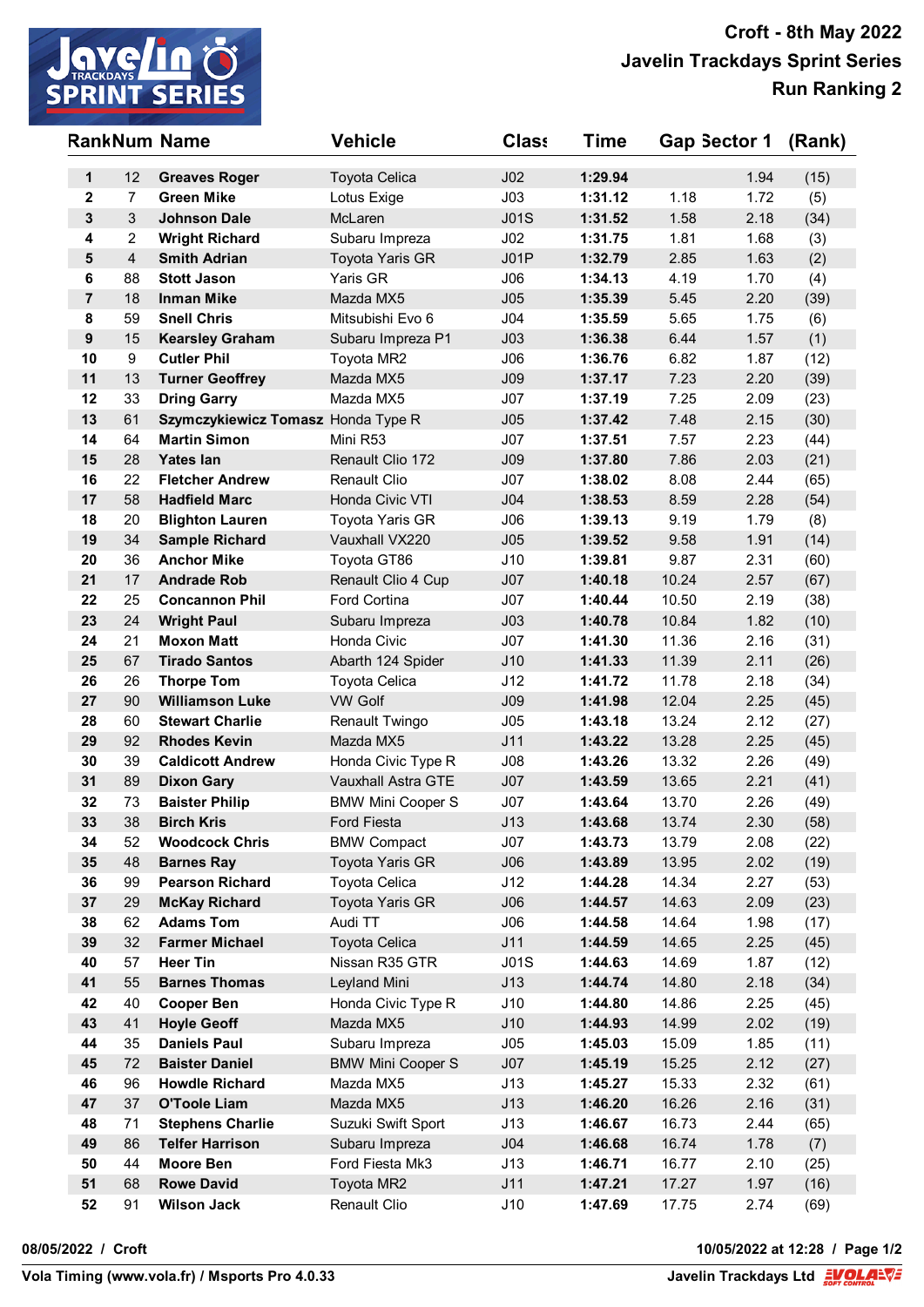# Croft - 8th May 2022

## Javelin Trackdays Sprint Series

## Run Ranking 2

| Rank | Num | Name | Vehicle | Class | Time | Gap | Sector 1 | (Rank) |
|---|---|---|---|---|---|---|---|---|
| 1 | 12 | **Greaves Roger** | Toyota Celica | J02 | **1:29.94** | | 1.94 | (15) |
| 2 | 7 | **Green Mike** | Lotus Exige | J03 | **1:31.12** | 1.18 | 1.72 | (5) |
| 3 | 3 | **Johnson Dale** | McLaren | J01S | **1:31.52** | 1.58 | 2.18 | (34) |
| 4 | 2 | **Wright Richard** | Subaru Impreza | J02 | **1:31.75** | 1.81 | 1.68 | (3) |
| 5 | 4 | **Smith Adrian** | Toyota Yaris GR | J01P | **1:32.79** | 2.85 | 1.63 | (2) |
| 6 | 88 | **Stott Jason** | Yaris GR | J06 | **1:34.13** | 4.19 | 1.70 | (4) |
| 7 | 18 | **Inman Mike** | Mazda MX5 | J05 | **1:35.39** | 5.45 | 2.20 | (39) |
| 8 | 59 | **Snell Chris** | Mitsubishi Evo 6 | J04 | **1:35.59** | 5.65 | 1.75 | (6) |
| 9 | 15 | **Kearsley Graham** | Subaru Impreza P1 | J03 | **1:36.38** | 6.44 | 1.57 | (1) |
| 10 | 9 | **Cutler Phil** | Toyota MR2 | J06 | **1:36.76** | 6.82 | 1.87 | (12) |
| 11 | 13 | **Turner Geoffrey** | Mazda MX5 | J09 | **1:37.17** | 7.23 | 2.20 | (39) |
| 12 | 33 | **Dring Garry** | Mazda MX5 | J07 | **1:37.19** | 7.25 | 2.09 | (23) |
| 13 | 61 | **Szymczykiewicz Tomasz** | Honda Type R | J05 | **1:37.42** | 7.48 | 2.15 | (30) |
| 14 | 64 | **Martin Simon** | Mini R53 | J07 | **1:37.51** | 7.57 | 2.23 | (44) |
| 15 | 28 | **Yates Ian** | Renault Clio 172 | J09 | **1:37.80** | 7.86 | 2.03 | (21) |
| 16 | 22 | **Fletcher Andrew** | Renault Clio | J07 | **1:38.02** | 8.08 | 2.44 | (65) |
| 17 | 58 | **Hadfield Marc** | Honda Civic VTI | J04 | **1:38.53** | 8.59 | 2.28 | (54) |
| 18 | 20 | **Blighton Lauren** | Toyota Yaris GR | J06 | **1:39.13** | 9.19 | 1.79 | (8) |
| 19 | 34 | **Sample Richard** | Vauxhall VX220 | J05 | **1:39.52** | 9.58 | 1.91 | (14) |
| 20 | 36 | **Anchor Mike** | Toyota GT86 | J10 | **1:39.81** | 9.87 | 2.31 | (60) |
| 21 | 17 | **Andrade Rob** | Renault Clio 4 Cup | J07 | **1:40.18** | 10.24 | 2.57 | (67) |
| 22 | 25 | **Concannon Phil** | Ford Cortina | J07 | **1:40.44** | 10.50 | 2.19 | (38) |
| 23 | 24 | **Wright Paul** | Subaru Impreza | J03 | **1:40.78** | 10.84 | 1.82 | (10) |
| 24 | 21 | **Moxon Matt** | Honda Civic | J07 | **1:41.30** | 11.36 | 2.16 | (31) |
| 25 | 67 | **Tirado Santos** | Abarth 124 Spider | J10 | **1:41.33** | 11.39 | 2.11 | (26) |
| 26 | 26 | **Thorpe Tom** | Toyota Celica | J12 | **1:41.72** | 11.78 | 2.18 | (34) |
| 27 | 90 | **Williamson Luke** | VW Golf | J09 | **1:41.98** | 12.04 | 2.25 | (45) |
| 28 | 60 | **Stewart Charlie** | Renault Twingo | J05 | **1:43.18** | 13.24 | 2.12 | (27) |
| 29 | 92 | **Rhodes Kevin** | Mazda MX5 | J11 | **1:43.22** | 13.28 | 2.25 | (45) |
| 30 | 39 | **Caldicott Andrew** | Honda Civic Type R | J08 | **1:43.26** | 13.32 | 2.26 | (49) |
| 31 | 89 | **Dixon Gary** | Vauxhall Astra GTE | J07 | **1:43.59** | 13.65 | 2.21 | (41) |
| 32 | 73 | **Baister Philip** | BMW Mini Cooper S | J07 | **1:43.64** | 13.70 | 2.26 | (49) |
| 33 | 38 | **Birch Kris** | Ford Fiesta | J13 | **1:43.68** | 13.74 | 2.30 | (58) |
| 34 | 52 | **Woodcock Chris** | BMW Compact | J07 | **1:43.73** | 13.79 | 2.08 | (22) |
| 35 | 48 | **Barnes Ray** | Toyota Yaris GR | J06 | **1:43.89** | 13.95 | 2.02 | (19) |
| 36 | 99 | **Pearson Richard** | Toyota Celica | J12 | **1:44.28** | 14.34 | 2.27 | (53) |
| 37 | 29 | **McKay Richard** | Toyota Yaris GR | J06 | **1:44.57** | 14.63 | 2.09 | (23) |
| 38 | 62 | **Adams Tom** | Audi TT | J06 | **1:44.58** | 14.64 | 1.98 | (17) |
| 39 | 32 | **Farmer Michael** | Toyota Celica | J11 | **1:44.59** | 14.65 | 2.25 | (45) |
| 40 | 57 | **Heer Tin** | Nissan R35 GTR | J01S | **1:44.63** | 14.69 | 1.87 | (12) |
| 41 | 55 | **Barnes Thomas** | Leyland Mini | J13 | **1:44.74** | 14.80 | 2.18 | (34) |
| 42 | 40 | **Cooper Ben** | Honda Civic Type R | J10 | **1:44.80** | 14.86 | 2.25 | (45) |
| 43 | 41 | **Hoyle Geoff** | Mazda MX5 | J10 | **1:44.93** | 14.99 | 2.02 | (19) |
| 44 | 35 | **Daniels Paul** | Subaru Impreza | J05 | **1:45.03** | 15.09 | 1.85 | (11) |
| 45 | 72 | **Baister Daniel** | BMW Mini Cooper S | J07 | **1:45.19** | 15.25 | 2.12 | (27) |
| 46 | 96 | **Howdle Richard** | Mazda MX5 | J13 | **1:45.27** | 15.33 | 2.32 | (61) |
| 47 | 37 | **O'Toole Liam** | Mazda MX5 | J13 | **1:46.20** | 16.26 | 2.16 | (31) |
| 48 | 71 | **Stephens Charlie** | Suzuki Swift Sport | J13 | **1:46.67** | 16.73 | 2.44 | (65) |
| 49 | 86 | **Telfer Harrison** | Subaru Impreza | J04 | **1:46.68** | 16.74 | 1.78 | (7) |
| 50 | 44 | **Moore Ben** | Ford Fiesta Mk3 | J13 | **1:46.71** | 16.77 | 2.10 | (25) |
| 51 | 68 | **Rowe David** | Toyota MR2 | J11 | **1:47.21** | 17.27 | 1.97 | (16) |
| 52 | 91 | **Wilson Jack** | Renault Clio | J10 | **1:47.69** | 17.75 | 2.74 | (69) |

08/05/2022 / Croft

10/05/2022 at 12:28

Vola Timing (www.vola.fr) / Msports Pro 4.0.33

Javelin Trackdays Ltd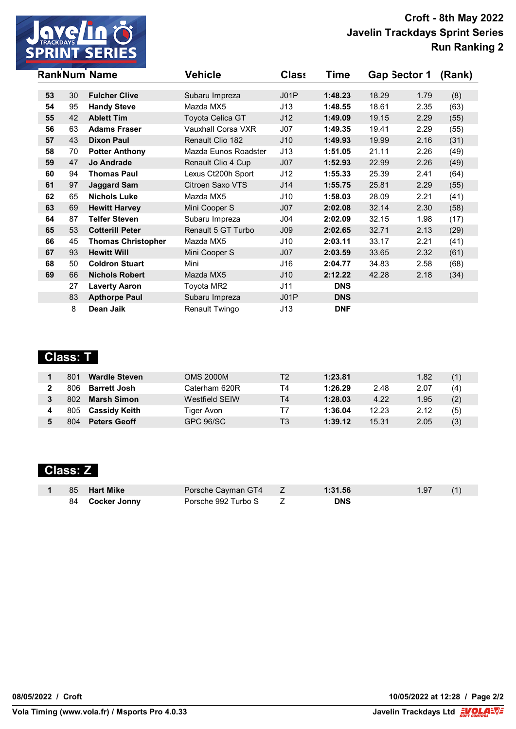# Croft - 8th May 2022
## Javelin Trackdays Sprint Series
## Run Ranking 2

| Rank | Num | Name | Vehicle | Class | Time | Gap | Sector 1 | (Rank) |
|---|---|---|---|---|---|---|---|---|
| 53 | 30 | **Fulcher Clive** | Subaru Impreza | J01P | **1:48.23** | 18.29 | 1.79 | (8) |
| 54 | 95 | **Handy Steve** | Mazda MX5 | J13 | **1:48.55** | 18.61 | 2.35 | (63) |
| 55 | 42 | **Ablett Tim** | Toyota Celica GT | J12 | **1:49.09** | 19.15 | 2.29 | (55) |
| 56 | 63 | **Adams Fraser** | Vauxhall Corsa VXR | J07 | **1:49.35** | 19.41 | 2.29 | (55) |
| 57 | 43 | **Dixon Paul** | Renault Clio 182 | J10 | **1:49.93** | 19.99 | 2.16 | (31) |
| 58 | 70 | **Potter Anthony** | Mazda Eunos Roadster | J13 | **1:51.05** | 21.11 | 2.26 | (49) |
| 59 | 47 | **Jo Andrade** | Renault Clio 4 Cup | J07 | **1:52.93** | 22.99 | 2.26 | (49) |
| 60 | 94 | **Thomas Paul** | Lexus Ct200h Sport | J12 | **1:55.33** | 25.39 | 2.41 | (64) |
| 61 | 97 | **Jaggard Sam** | Citroen Saxo VTS | J14 | **1:55.75** | 25.81 | 2.29 | (55) |
| 62 | 65 | **Nichols Luke** | Mazda MX5 | J10 | **1:58.03** | 28.09 | 2.21 | (41) |
| 63 | 69 | **Hewitt Harvey** | Mini Cooper S | J07 | **2:02.08** | 32.14 | 2.30 | (58) |
| 64 | 87 | **Telfer Steven** | Subaru Impreza | J04 | **2:02.09** | 32.15 | 1.98 | (17) |
| 65 | 53 | **Cotterill Peter** | Renault 5 GT Turbo | J09 | **2:02.65** | 32.71 | 2.13 | (29) |
| 66 | 45 | **Thomas Christopher** | Mazda MX5 | J10 | **2:03.11** | 33.17 | 2.21 | (41) |
| 67 | 93 | **Hewitt Will** | Mini Cooper S | J07 | **2:03.59** | 33.65 | 2.32 | (61) |
| 68 | 50 | **Coldron Stuart** | Mini | J16 | **2:04.77** | 34.83 | 2.58 | (68) |
| 69 | 66 | **Nichols Robert** | Mazda MX5 | J10 | **2:12.22** | 42.28 | 2.18 | (34) |
| | 27 | **Laverty Aaron** | Toyota MR2 | J11 | **DNS** | | | |
| | 83 | **Apthorpe Paul** | Subaru Impreza | J01P | **DNS** | | | |
| | 8 | **Dean Jaik** | Renault Twingo | J13 | **DNF** | | | |

## Class: T

| Rank | Num | Name | Vehicle | Class | Time | Gap | Sector 1 | (Rank) |
|---|---|---|---|---|---|---|---|---|
| 1 | 801 | **Wardle Steven** | OMS 2000M | T2 | **1:23.81** | | 1.82 | (1) |
| 2 | 806 | **Barrett Josh** | Caterham 620R | T4 | **1:26.29** | 2.48 | 2.07 | (4) |
| 3 | 802 | **Marsh Simon** | Westfield SEIW | T4 | **1:28.03** | 4.22 | 1.95 | (2) |
| 4 | 805 | **Cassidy Keith** | Tiger Avon | T7 | **1:36.04** | 12.23 | 2.12 | (5) |
| 5 | 804 | **Peters Geoff** | GPC 96/SC | T3 | **1:39.12** | 15.31 | 2.05 | (3) |

## Class: Z

| Rank | Num | Name | Vehicle | Class | Time | Gap | Sector 1 | (Rank) |
|---|---|---|---|---|---|---|---|---|
| 1 | 85 | **Hart Mike** | Porsche Cayman GT4 | Z | **1:31.56** | | 1.97 | (1) |
| | 84 | **Cocker Jonny** | Porsche 992 Turbo S | Z | **DNS** | | | |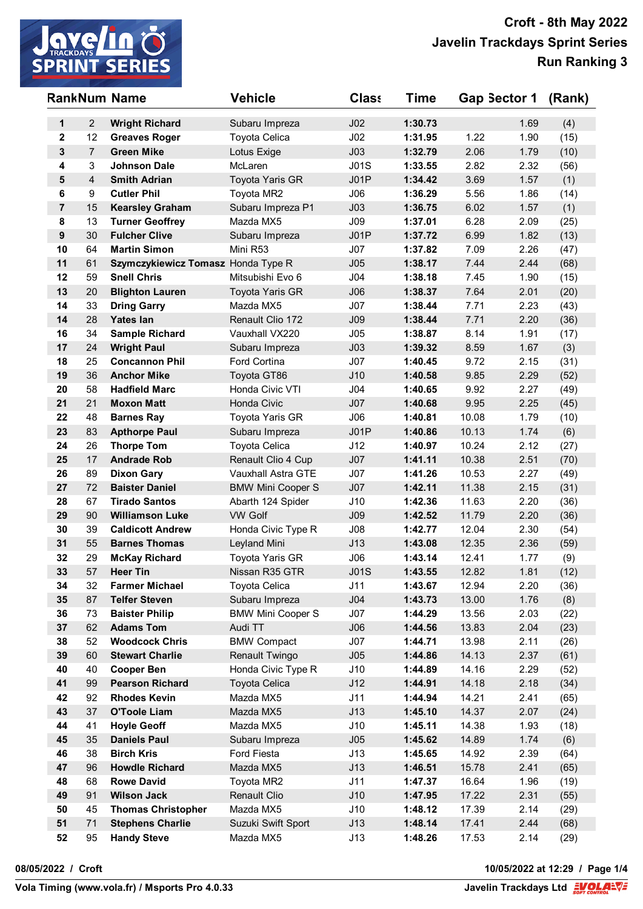# Croft - 8th May 2022
## Javelin Trackdays Sprint Series
### Run Ranking 3

| Rank | Num | Name | Vehicle | Class | Time | Gap | Sector 1 | (Rank) |
|---|---|---|---|---|---|---|---|---|
| 1 | 2 | **Wright Richard** | Subaru Impreza | J02 | **1:30.73** | | 1.69 | (4) |
| 2 | 12 | **Greaves Roger** | Toyota Celica | J02 | **1:31.95** | 1.22 | 1.90 | (15) |
| 3 | 7 | **Green Mike** | Lotus Exige | J03 | **1:32.79** | 2.06 | 1.79 | (10) |
| 4 | 3 | **Johnson Dale** | McLaren | J01S | **1:33.55** | 2.82 | 2.32 | (56) |
| 5 | 4 | **Smith Adrian** | Toyota Yaris GR | J01P | **1:34.42** | 3.69 | 1.57 | (1) |
| 6 | 9 | **Cutler Phil** | Toyota MR2 | J06 | **1:36.29** | 5.56 | 1.86 | (14) |
| 7 | 15 | **Kearsley Graham** | Subaru Impreza P1 | J03 | **1:36.75** | 6.02 | 1.57 | (1) |
| 8 | 13 | **Turner Geoffrey** | Mazda MX5 | J09 | **1:37.01** | 6.28 | 2.09 | (25) |
| 9 | 30 | **Fulcher Clive** | Subaru Impreza | J01P | **1:37.72** | 6.99 | 1.82 | (13) |
| 10 | 64 | **Martin Simon** | Mini R53 | J07 | **1:37.82** | 7.09 | 2.26 | (47) |
| 11 | 61 | **Szymczykiewicz Tomasz** | Honda Type R | J05 | **1:38.17** | 7.44 | 2.44 | (68) |
| 12 | 59 | **Snell Chris** | Mitsubishi Evo 6 | J04 | **1:38.18** | 7.45 | 1.90 | (15) |
| 13 | 20 | **Blighton Lauren** | Toyota Yaris GR | J06 | **1:38.37** | 7.64 | 2.01 | (20) |
| 14 | 33 | **Dring Garry** | Mazda MX5 | J07 | **1:38.44** | 7.71 | 2.23 | (43) |
| 14 | 28 | **Yates Ian** | Renault Clio 172 | J09 | **1:38.44** | 7.71 | 2.20 | (36) |
| 16 | 34 | **Sample Richard** | Vauxhall VX220 | J05 | **1:38.87** | 8.14 | 1.91 | (17) |
| 17 | 24 | **Wright Paul** | Subaru Impreza | J03 | **1:39.32** | 8.59 | 1.67 | (3) |
| 18 | 25 | **Concannon Phil** | Ford Cortina | J07 | **1:40.45** | 9.72 | 2.15 | (31) |
| 19 | 36 | **Anchor Mike** | Toyota GT86 | J10 | **1:40.58** | 9.85 | 2.29 | (52) |
| 20 | 58 | **Hadfield Marc** | Honda Civic VTI | J04 | **1:40.65** | 9.92 | 2.27 | (49) |
| 21 | 21 | **Moxon Matt** | Honda Civic | J07 | **1:40.68** | 9.95 | 2.25 | (45) |
| 22 | 48 | **Barnes Ray** | Toyota Yaris GR | J06 | **1:40.81** | 10.08 | 1.79 | (10) |
| 23 | 83 | **Apthorpe Paul** | Subaru Impreza | J01P | **1:40.86** | 10.13 | 1.74 | (6) |
| 24 | 26 | **Thorpe Tom** | Toyota Celica | J12 | **1:40.97** | 10.24 | 2.12 | (27) |
| 25 | 17 | **Andrade Rob** | Renault Clio 4 Cup | J07 | **1:41.11** | 10.38 | 2.51 | (70) |
| 26 | 89 | **Dixon Gary** | Vauxhall Astra GTE | J07 | **1:41.26** | 10.53 | 2.27 | (49) |
| 27 | 72 | **Baister Daniel** | BMW Mini Cooper S | J07 | **1:42.11** | 11.38 | 2.15 | (31) |
| 28 | 67 | **Tirado Santos** | Abarth 124 Spider | J10 | **1:42.36** | 11.63 | 2.20 | (36) |
| 29 | 90 | **Williamson Luke** | VW Golf | J09 | **1:42.52** | 11.79 | 2.20 | (36) |
| 30 | 39 | **Caldicott Andrew** | Honda Civic Type R | J08 | **1:42.77** | 12.04 | 2.30 | (54) |
| 31 | 55 | **Barnes Thomas** | Leyland Mini | J13 | **1:43.08** | 12.35 | 2.36 | (59) |
| 32 | 29 | **McKay Richard** | Toyota Yaris GR | J06 | **1:43.14** | 12.41 | 1.77 | (9) |
| 33 | 57 | **Heer Tin** | Nissan R35 GTR | J01S | **1:43.55** | 12.82 | 1.81 | (12) |
| 34 | 32 | **Farmer Michael** | Toyota Celica | J11 | **1:43.67** | 12.94 | 2.20 | (36) |
| 35 | 87 | **Telfer Steven** | Subaru Impreza | J04 | **1:43.73** | 13.00 | 1.76 | (8) |
| 36 | 73 | **Baister Philip** | BMW Mini Cooper S | J07 | **1:44.29** | 13.56 | 2.03 | (22) |
| 37 | 62 | **Adams Tom** | Audi TT | J06 | **1:44.56** | 13.83 | 2.04 | (23) |
| 38 | 52 | **Woodcock Chris** | BMW Compact | J07 | **1:44.71** | 13.98 | 2.11 | (26) |
| 39 | 60 | **Stewart Charlie** | Renault Twingo | J05 | **1:44.86** | 14.13 | 2.37 | (61) |
| 40 | 40 | **Cooper Ben** | Honda Civic Type R | J10 | **1:44.89** | 14.16 | 2.29 | (52) |
| 41 | 99 | **Pearson Richard** | Toyota Celica | J12 | **1:44.91** | 14.18 | 2.18 | (34) |
| 42 | 92 | **Rhodes Kevin** | Mazda MX5 | J11 | **1:44.94** | 14.21 | 2.41 | (65) |
| 43 | 37 | **O'Toole Liam** | Mazda MX5 | J13 | **1:45.10** | 14.37 | 2.07 | (24) |
| 44 | 41 | **Hoyle Geoff** | Mazda MX5 | J10 | **1:45.11** | 14.38 | 1.93 | (18) |
| 45 | 35 | **Daniels Paul** | Subaru Impreza | J05 | **1:45.62** | 14.89 | 1.74 | (6) |
| 46 | 38 | **Birch Kris** | Ford Fiesta | J13 | **1:45.65** | 14.92 | 2.39 | (64) |
| 47 | 96 | **Howdle Richard** | Mazda MX5 | J13 | **1:46.51** | 15.78 | 2.41 | (65) |
| 48 | 68 | **Rowe David** | Toyota MR2 | J11 | **1:47.37** | 16.64 | 1.96 | (19) |
| 49 | 91 | **Wilson Jack** | Renault Clio | J10 | **1:47.95** | 17.22 | 2.31 | (55) |
| 50 | 45 | **Thomas Christopher** | Mazda MX5 | J10 | **1:48.12** | 17.39 | 2.14 | (29) |
| 51 | 71 | **Stephens Charlie** | Suzuki Swift Sport | J13 | **1:48.14** | 17.41 | 2.44 | (68) |
| 52 | 95 | **Handy Steve** | Mazda MX5 | J13 | **1:48.26** | 17.53 | 2.14 | (29) |

**08/05/2022 / Croft** — **10/05/2022 at 12:29 / Page 1/4**

**Vola Timing (www.vola.fr) / Msports Pro 4.0.33** — **Javelin Trackdays Ltd**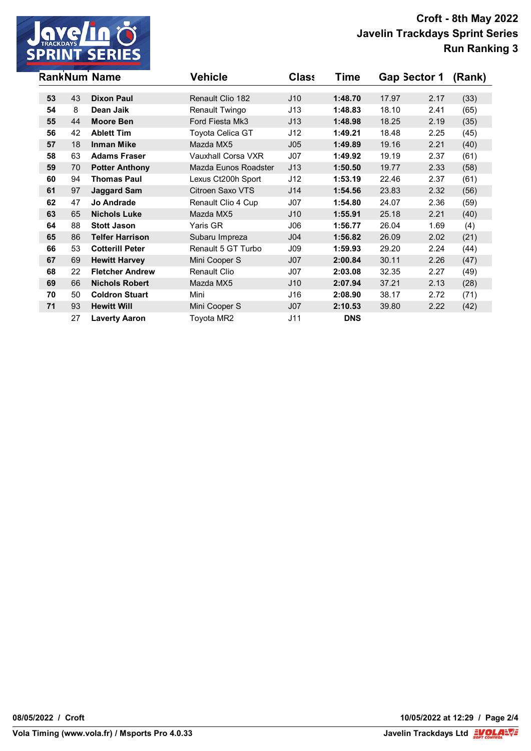# Croft - 8th May 2022
## Javelin Trackdays Sprint Series
## Run Ranking 3

| Rank | Num | Name | Vehicle | Class | Time | Gap | Sector 1 | (Rank) |
|---|---|---|---|---|---|---|---|---|
| **53** | 43 | **Dixon Paul** | Renault Clio 182 | J10 | **1:48.70** | 17.97 | 2.17 | (33) |
| **54** | 8 | **Dean Jaik** | Renault Twingo | J13 | **1:48.83** | 18.10 | 2.41 | (65) |
| **55** | 44 | **Moore Ben** | Ford Fiesta Mk3 | J13 | **1:48.98** | 18.25 | 2.19 | (35) |
| **56** | 42 | **Ablett Tim** | Toyota Celica GT | J12 | **1:49.21** | 18.48 | 2.25 | (45) |
| **57** | 18 | **Inman Mike** | Mazda MX5 | J05 | **1:49.89** | 19.16 | 2.21 | (40) |
| **58** | 63 | **Adams Fraser** | Vauxhall Corsa VXR | J07 | **1:49.92** | 19.19 | 2.37 | (61) |
| **59** | 70 | **Potter Anthony** | Mazda Eunos Roadster | J13 | **1:50.50** | 19.77 | 2.33 | (58) |
| **60** | 94 | **Thomas Paul** | Lexus Ct200h Sport | J12 | **1:53.19** | 22.46 | 2.37 | (61) |
| **61** | 97 | **Jaggard Sam** | Citroen Saxo VTS | J14 | **1:54.56** | 23.83 | 2.32 | (56) |
| **62** | 47 | **Jo Andrade** | Renault Clio 4 Cup | J07 | **1:54.80** | 24.07 | 2.36 | (59) |
| **63** | 65 | **Nichols Luke** | Mazda MX5 | J10 | **1:55.91** | 25.18 | 2.21 | (40) |
| **64** | 88 | **Stott Jason** | Yaris GR | J06 | **1:56.77** | 26.04 | 1.69 | (4) |
| **65** | 86 | **Telfer Harrison** | Subaru Impreza | J04 | **1:56.82** | 26.09 | 2.02 | (21) |
| **66** | 53 | **Cotterill Peter** | Renault 5 GT Turbo | J09 | **1:59.93** | 29.20 | 2.24 | (44) |
| **67** | 69 | **Hewitt Harvey** | Mini Cooper S | J07 | **2:00.84** | 30.11 | 2.26 | (47) |
| **68** | 22 | **Fletcher Andrew** | Renault Clio | J07 | **2:03.08** | 32.35 | 2.27 | (49) |
| **69** | 66 | **Nichols Robert** | Mazda MX5 | J10 | **2:07.94** | 37.21 | 2.13 | (28) |
| **70** | 50 | **Coldron Stuart** | Mini | J16 | **2:08.90** | 38.17 | 2.72 | (71) |
| **71** | 93 | **Hewitt Will** | Mini Cooper S | J07 | **2:10.53** | 39.80 | 2.22 | (42) |
| | 27 | **Laverty Aaron** | Toyota MR2 | J11 | **DNS** | | | |

**08/05/2022 / Croft** **10/05/2022 at 12:29**

**Vola Timing (www.vola.fr) / Msports Pro 4.0.33** **Javelin Trackdays Ltd**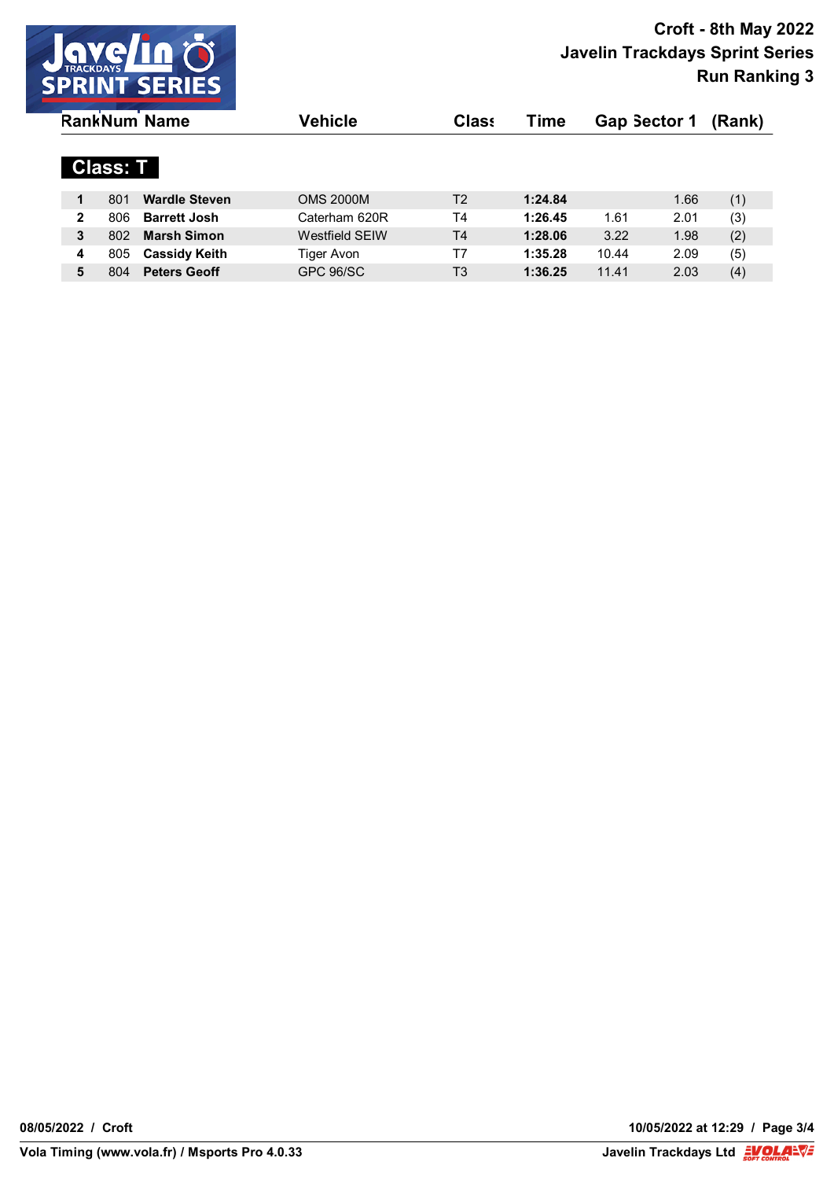# Croft - 8th May 2022
## Javelin Trackdays Sprint Series
## Run Ranking 3

### Class: T

| Rank | Num | Name | Vehicle | Class | Time | Gap | Sector 1 | (Rank) |
|---|---|---|---|---|---|---|---|---|
| 1 | 801 | **Wardle Steven** | OMS 2000M | T2 | **1:24.84** | | 1.66 | (1) |
| 2 | 806 | **Barrett Josh** | Caterham 620R | T4 | **1:26.45** | 1.61 | 2.01 | (3) |
| 3 | 802 | **Marsh Simon** | Westfield SEIW | T4 | **1:28.06** | 3.22 | 1.98 | (2) |
| 4 | 805 | **Cassidy Keith** | Tiger Avon | T7 | **1:35.28** | 10.44 | 2.09 | (5) |
| 5 | 804 | **Peters Geoff** | GPC 96/SC | T3 | **1:36.25** | 11.41 | 2.03 | (4) |

08/05/2022 / Croft — 10/05/2022 at 12:29

Vola Timing (www.vola.fr) / Msports Pro 4.0.33 — Javelin Trackdays Ltd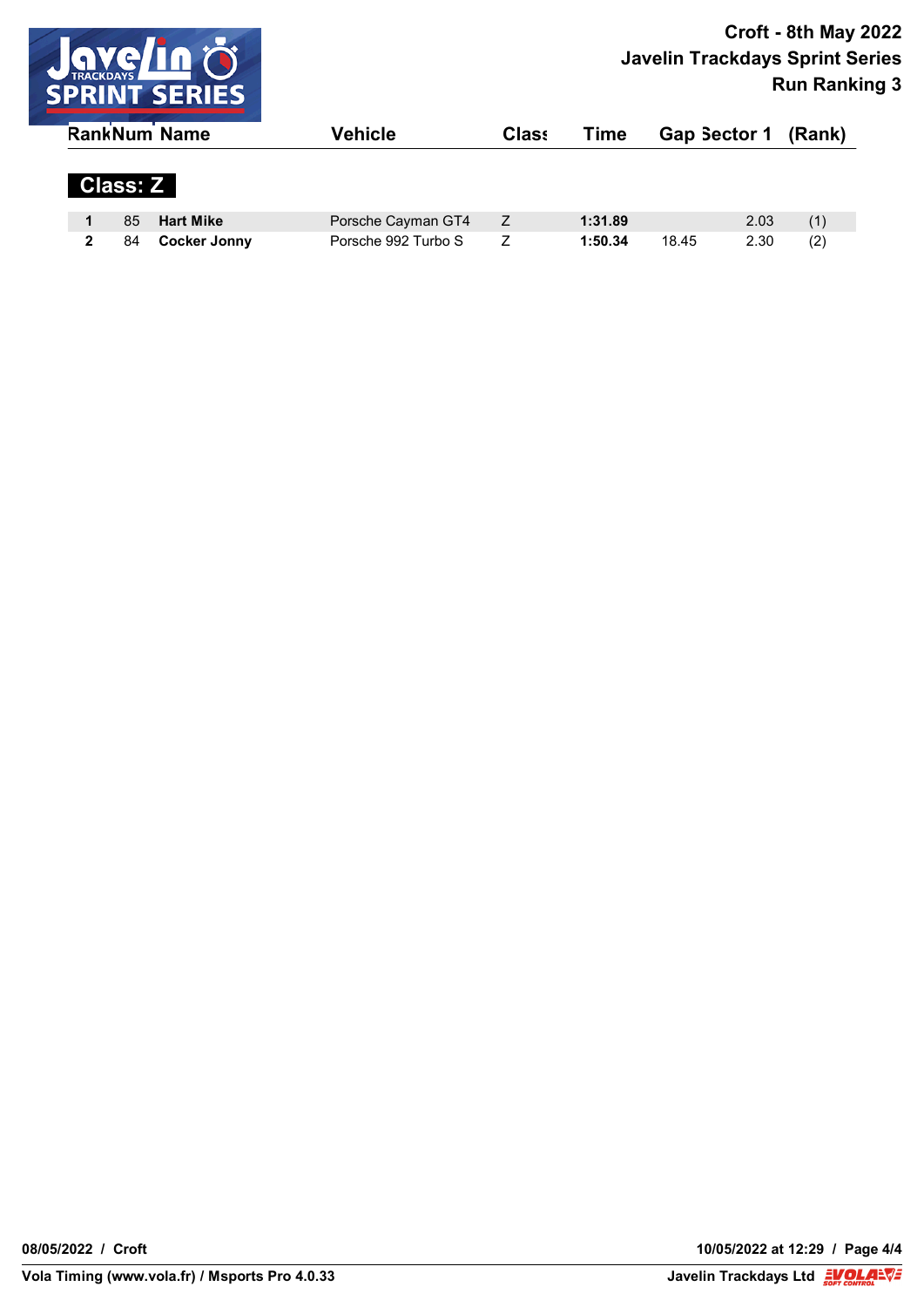# Croft - 8th May 2022
## Javelin Trackdays Sprint Series
## Run Ranking 3

**Class: Z**

| Rank | Num | Name | Vehicle | Class | Time | Gap | Sector 1 | (Rank) |
|---|---|---|---|---|---|---|---|---|
| **1** | 85 | **Hart Mike** | Porsche Cayman GT4 | Z | **1:31.89** | | 2.03 | (1) |
| **2** | 84 | **Cocker Jonny** | Porsche 992 Turbo S | Z | **1:50.34** | 18.45 | 2.30 | (2) |

**08/05/2022 / Croft** **10/05/2022 at 12:29**

**Vola Timing (www.vola.fr) / Msports Pro 4.0.33** **Javelin Trackdays Ltd**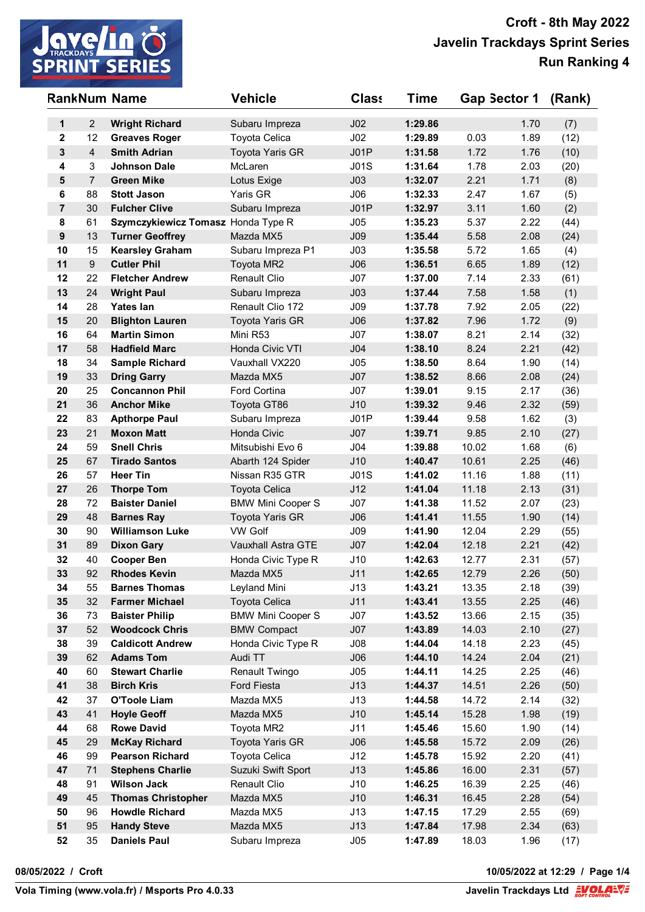# Croft - 8th May 2022

## Javelin Trackdays Sprint Series

## Run Ranking 4

| Rank | Num | Name | Vehicle | Class | Time | Gap | Sector 1 | (Rank) |
|---|---|---|---|---|---|---|---|---|
| 1 | 2 | **Wright Richard** | Subaru Impreza | J02 | **1:29.86** | | 1.70 | (7) |
| 2 | 12 | **Greaves Roger** | Toyota Celica | J02 | **1:29.89** | 0.03 | 1.89 | (12) |
| 3 | 4 | **Smith Adrian** | Toyota Yaris GR | J01P | **1:31.58** | 1.72 | 1.76 | (10) |
| 4 | 3 | **Johnson Dale** | McLaren | J01S | **1:31.64** | 1.78 | 2.03 | (20) |
| 5 | 7 | **Green Mike** | Lotus Exige | J03 | **1:32.07** | 2.21 | 1.71 | (8) |
| 6 | 88 | **Stott Jason** | Yaris GR | J06 | **1:32.33** | 2.47 | 1.67 | (5) |
| 7 | 30 | **Fulcher Clive** | Subaru Impreza | J01P | **1:32.97** | 3.11 | 1.60 | (2) |
| 8 | 61 | **Szymczykiewicz Tomasz** | Honda Type R | J05 | **1:35.23** | 5.37 | 2.22 | (44) |
| 9 | 13 | **Turner Geoffrey** | Mazda MX5 | J09 | **1:35.44** | 5.58 | 2.08 | (24) |
| 10 | 15 | **Kearsley Graham** | Subaru Impreza P1 | J03 | **1:35.58** | 5.72 | 1.65 | (4) |
| 11 | 9 | **Cutler Phil** | Toyota MR2 | J06 | **1:36.51** | 6.65 | 1.89 | (12) |
| 12 | 22 | **Fletcher Andrew** | Renault Clio | J07 | **1:37.00** | 7.14 | 2.33 | (61) |
| 13 | 24 | **Wright Paul** | Subaru Impreza | J03 | **1:37.44** | 7.58 | 1.58 | (1) |
| 14 | 28 | **Yates Ian** | Renault Clio 172 | J09 | **1:37.78** | 7.92 | 2.05 | (22) |
| 15 | 20 | **Blighton Lauren** | Toyota Yaris GR | J06 | **1:37.82** | 7.96 | 1.72 | (9) |
| 16 | 64 | **Martin Simon** | Mini R53 | J07 | **1:38.07** | 8.21 | 2.14 | (32) |
| 17 | 58 | **Hadfield Marc** | Honda Civic VTI | J04 | **1:38.10** | 8.24 | 2.21 | (42) |
| 18 | 34 | **Sample Richard** | Vauxhall VX220 | J05 | **1:38.50** | 8.64 | 1.90 | (14) |
| 19 | 33 | **Dring Garry** | Mazda MX5 | J07 | **1:38.52** | 8.66 | 2.08 | (24) |
| 20 | 25 | **Concannon Phil** | Ford Cortina | J07 | **1:39.01** | 9.15 | 2.17 | (36) |
| 21 | 36 | **Anchor Mike** | Toyota GT86 | J10 | **1:39.32** | 9.46 | 2.32 | (59) |
| 22 | 83 | **Apthorpe Paul** | Subaru Impreza | J01P | **1:39.44** | 9.58 | 1.62 | (3) |
| 23 | 21 | **Moxon Matt** | Honda Civic | J07 | **1:39.71** | 9.85 | 2.10 | (27) |
| 24 | 59 | **Snell Chris** | Mitsubishi Evo 6 | J04 | **1:39.88** | 10.02 | 1.68 | (6) |
| 25 | 67 | **Tirado Santos** | Abarth 124 Spider | J10 | **1:40.47** | 10.61 | 2.25 | (46) |
| 26 | 57 | **Heer Tin** | Nissan R35 GTR | J01S | **1:41.02** | 11.16 | 1.88 | (11) |
| 27 | 26 | **Thorpe Tom** | Toyota Celica | J12 | **1:41.04** | 11.18 | 2.13 | (31) |
| 28 | 72 | **Baister Daniel** | BMW Mini Cooper S | J07 | **1:41.38** | 11.52 | 2.07 | (23) |
| 29 | 48 | **Barnes Ray** | Toyota Yaris GR | J06 | **1:41.41** | 11.55 | 1.90 | (14) |
| 30 | 90 | **Williamson Luke** | VW Golf | J09 | **1:41.90** | 12.04 | 2.29 | (55) |
| 31 | 89 | **Dixon Gary** | Vauxhall Astra GTE | J07 | **1:42.04** | 12.18 | 2.21 | (42) |
| 32 | 40 | **Cooper Ben** | Honda Civic Type R | J10 | **1:42.63** | 12.77 | 2.31 | (57) |
| 33 | 92 | **Rhodes Kevin** | Mazda MX5 | J11 | **1:42.65** | 12.79 | 2.26 | (50) |
| 34 | 55 | **Barnes Thomas** | Leyland Mini | J13 | **1:43.21** | 13.35 | 2.18 | (39) |
| 35 | 32 | **Farmer Michael** | Toyota Celica | J11 | **1:43.41** | 13.55 | 2.25 | (46) |
| 36 | 73 | **Baister Philip** | BMW Mini Cooper S | J07 | **1:43.52** | 13.66 | 2.15 | (35) |
| 37 | 52 | **Woodcock Chris** | BMW Compact | J07 | **1:43.89** | 14.03 | 2.10 | (27) |
| 38 | 39 | **Caldicott Andrew** | Honda Civic Type R | J08 | **1:44.04** | 14.18 | 2.23 | (45) |
| 39 | 62 | **Adams Tom** | Audi TT | J06 | **1:44.10** | 14.24 | 2.04 | (21) |
| 40 | 60 | **Stewart Charlie** | Renault Twingo | J05 | **1:44.11** | 14.25 | 2.25 | (46) |
| 41 | 38 | **Birch Kris** | Ford Fiesta | J13 | **1:44.37** | 14.51 | 2.26 | (50) |
| 42 | 37 | **O'Toole Liam** | Mazda MX5 | J13 | **1:44.58** | 14.72 | 2.14 | (32) |
| 43 | 41 | **Hoyle Geoff** | Mazda MX5 | J10 | **1:45.14** | 15.28 | 1.98 | (19) |
| 44 | 68 | **Rowe David** | Toyota MR2 | J11 | **1:45.46** | 15.60 | 1.90 | (14) |
| 45 | 29 | **McKay Richard** | Toyota Yaris GR | J06 | **1:45.58** | 15.72 | 2.09 | (26) |
| 46 | 99 | **Pearson Richard** | Toyota Celica | J12 | **1:45.78** | 15.92 | 2.20 | (41) |
| 47 | 71 | **Stephens Charlie** | Suzuki Swift Sport | J13 | **1:45.86** | 16.00 | 2.31 | (57) |
| 48 | 91 | **Wilson Jack** | Renault Clio | J10 | **1:46.25** | 16.39 | 2.25 | (46) |
| 49 | 45 | **Thomas Christopher** | Mazda MX5 | J10 | **1:46.31** | 16.45 | 2.28 | (54) |
| 50 | 96 | **Howdle Richard** | Mazda MX5 | J13 | **1:47.15** | 17.29 | 2.55 | (69) |
| 51 | 95 | **Handy Steve** | Mazda MX5 | J13 | **1:47.84** | 17.98 | 2.34 | (63) |
| 52 | 35 | **Daniels Paul** | Subaru Impreza | J05 | **1:47.89** | 18.03 | 1.96 | (17) |

**08/05/2022 / Croft** — **10/05/2022 at 12:29**

**Vola Timing (www.vola.fr) / Msports Pro 4.0.33** — **Javelin Trackdays Ltd**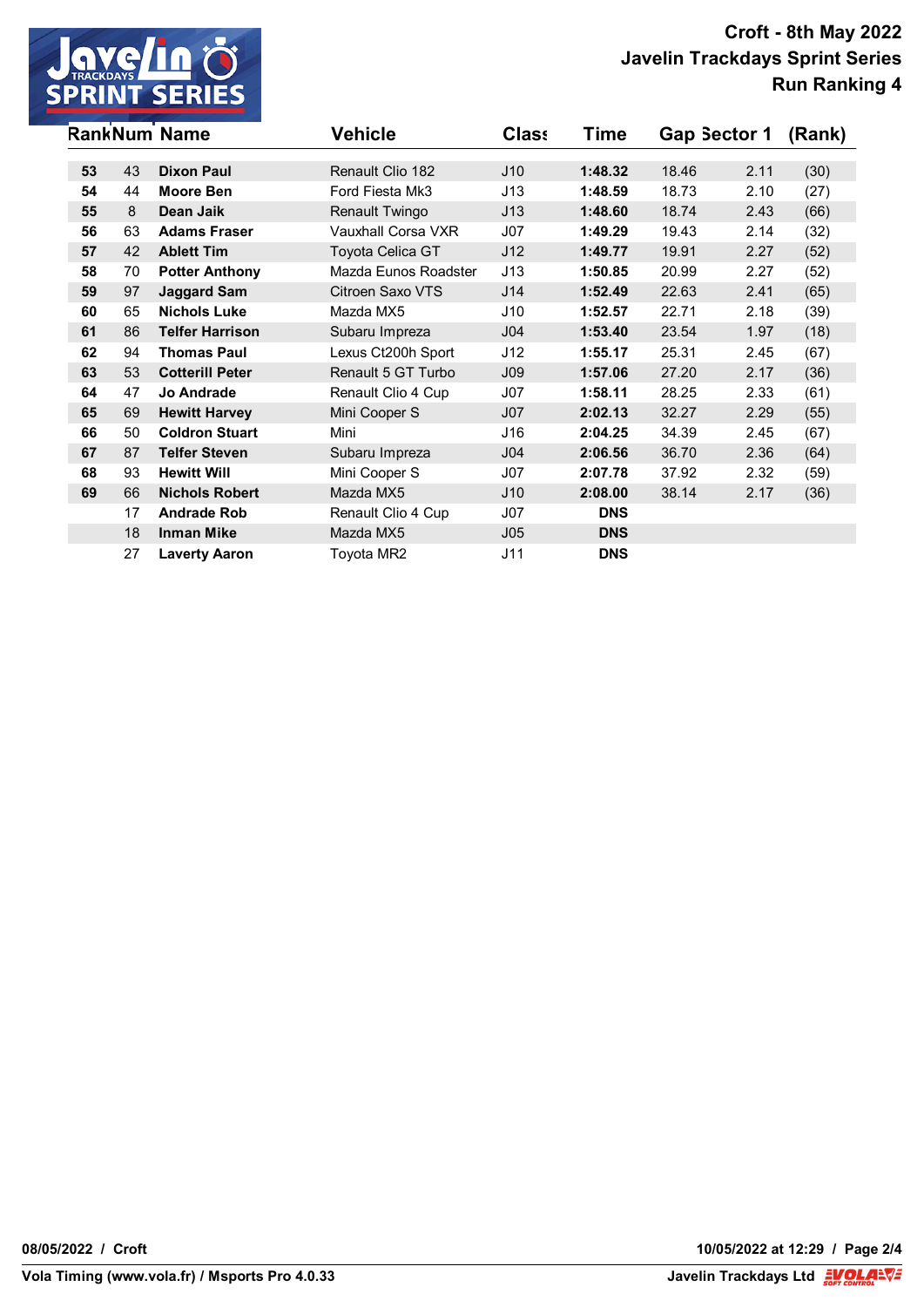# Croft - 8th May 2022
## Javelin Trackdays Sprint Series
## Run Ranking 4

| Rank | Num | Name | Vehicle | Class | Time | Gap | Sector 1 | (Rank) |
|---|---|---|---|---|---|---|---|---|
| **53** | 43 | **Dixon Paul** | Renault Clio 182 | J10 | **1:48.32** | 18.46 | 2.11 | (30) |
| **54** | 44 | **Moore Ben** | Ford Fiesta Mk3 | J13 | **1:48.59** | 18.73 | 2.10 | (27) |
| **55** | 8 | **Dean Jaik** | Renault Twingo | J13 | **1:48.60** | 18.74 | 2.43 | (66) |
| **56** | 63 | **Adams Fraser** | Vauxhall Corsa VXR | J07 | **1:49.29** | 19.43 | 2.14 | (32) |
| **57** | 42 | **Ablett Tim** | Toyota Celica GT | J12 | **1:49.77** | 19.91 | 2.27 | (52) |
| **58** | 70 | **Potter Anthony** | Mazda Eunos Roadster | J13 | **1:50.85** | 20.99 | 2.27 | (52) |
| **59** | 97 | **Jaggard Sam** | Citroen Saxo VTS | J14 | **1:52.49** | 22.63 | 2.41 | (65) |
| **60** | 65 | **Nichols Luke** | Mazda MX5 | J10 | **1:52.57** | 22.71 | 2.18 | (39) |
| **61** | 86 | **Telfer Harrison** | Subaru Impreza | J04 | **1:53.40** | 23.54 | 1.97 | (18) |
| **62** | 94 | **Thomas Paul** | Lexus Ct200h Sport | J12 | **1:55.17** | 25.31 | 2.45 | (67) |
| **63** | 53 | **Cotterill Peter** | Renault 5 GT Turbo | J09 | **1:57.06** | 27.20 | 2.17 | (36) |
| **64** | 47 | **Jo Andrade** | Renault Clio 4 Cup | J07 | **1:58.11** | 28.25 | 2.33 | (61) |
| **65** | 69 | **Hewitt Harvey** | Mini Cooper S | J07 | **2:02.13** | 32.27 | 2.29 | (55) |
| **66** | 50 | **Coldron Stuart** | Mini | J16 | **2:04.25** | 34.39 | 2.45 | (67) |
| **67** | 87 | **Telfer Steven** | Subaru Impreza | J04 | **2:06.56** | 36.70 | 2.36 | (64) |
| **68** | 93 | **Hewitt Will** | Mini Cooper S | J07 | **2:07.78** | 37.92 | 2.32 | (59) |
| **69** | 66 | **Nichols Robert** | Mazda MX5 | J10 | **2:08.00** | 38.14 | 2.17 | (36) |
| | 17 | **Andrade Rob** | Renault Clio 4 Cup | J07 | **DNS** | | | |
| | 18 | **Inman Mike** | Mazda MX5 | J05 | **DNS** | | | |
| | 27 | **Laverty Aaron** | Toyota MR2 | J11 | **DNS** | | | |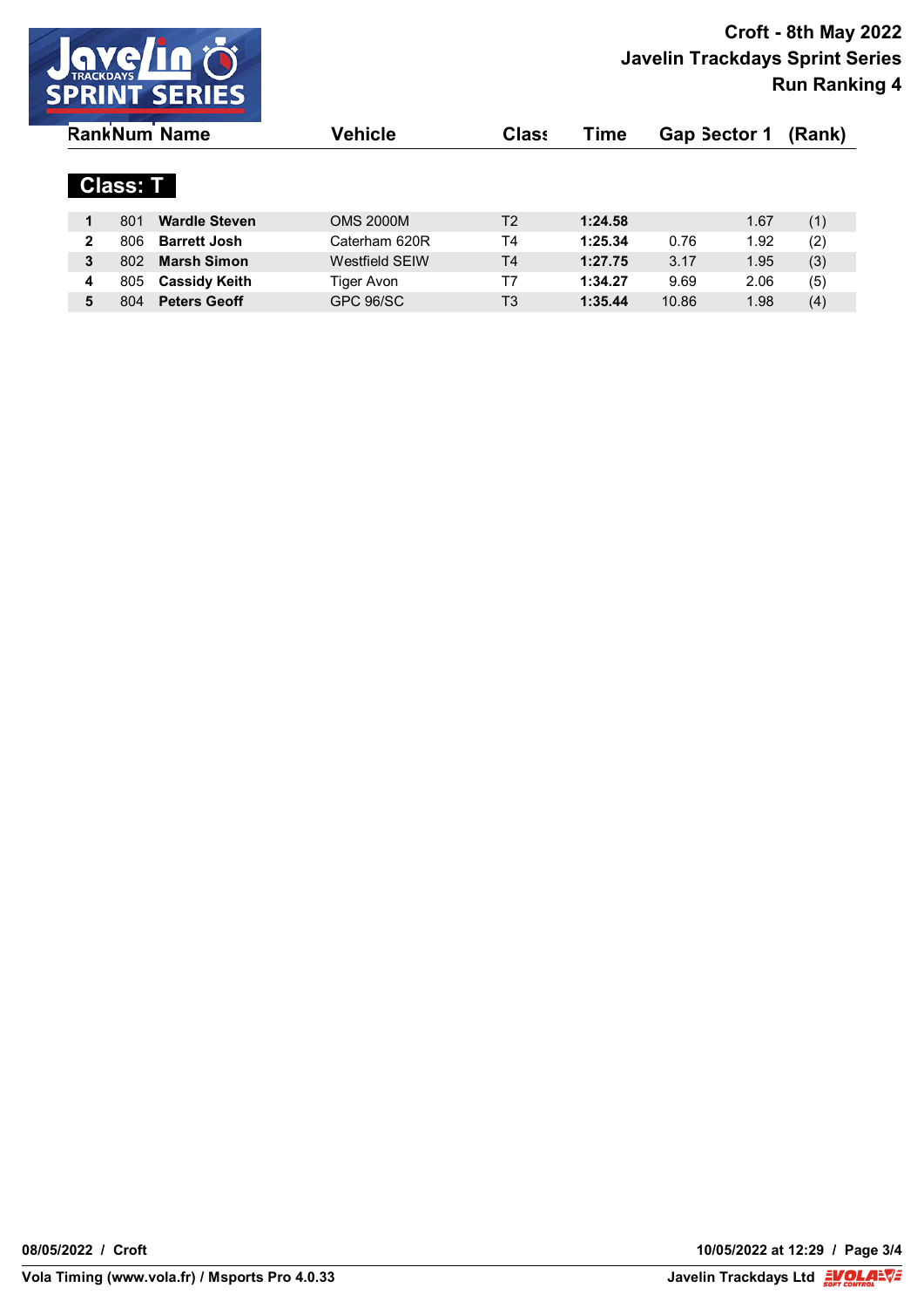# Croft - 8th May 2022
## Javelin Trackdays Sprint Series
## Run Ranking 4

### Class: T

| Rank | Num | Name | Vehicle | Class | Time | Gap | Sector 1 | (Rank) |
|---|---|---|---|---|---|---|---|---|
| 1 | 801 | **Wardle Steven** | OMS 2000M | T2 | **1:24.58** | | 1.67 | (1) |
| 2 | 806 | **Barrett Josh** | Caterham 620R | T4 | **1:25.34** | 0.76 | 1.92 | (2) |
| 3 | 802 | **Marsh Simon** | Westfield SEIW | T4 | **1:27.75** | 3.17 | 1.95 | (3) |
| 4 | 805 | **Cassidy Keith** | Tiger Avon | T7 | **1:34.27** | 9.69 | 2.06 | (5) |
| 5 | 804 | **Peters Geoff** | GPC 96/SC | T3 | **1:35.44** | 10.86 | 1.98 | (4) |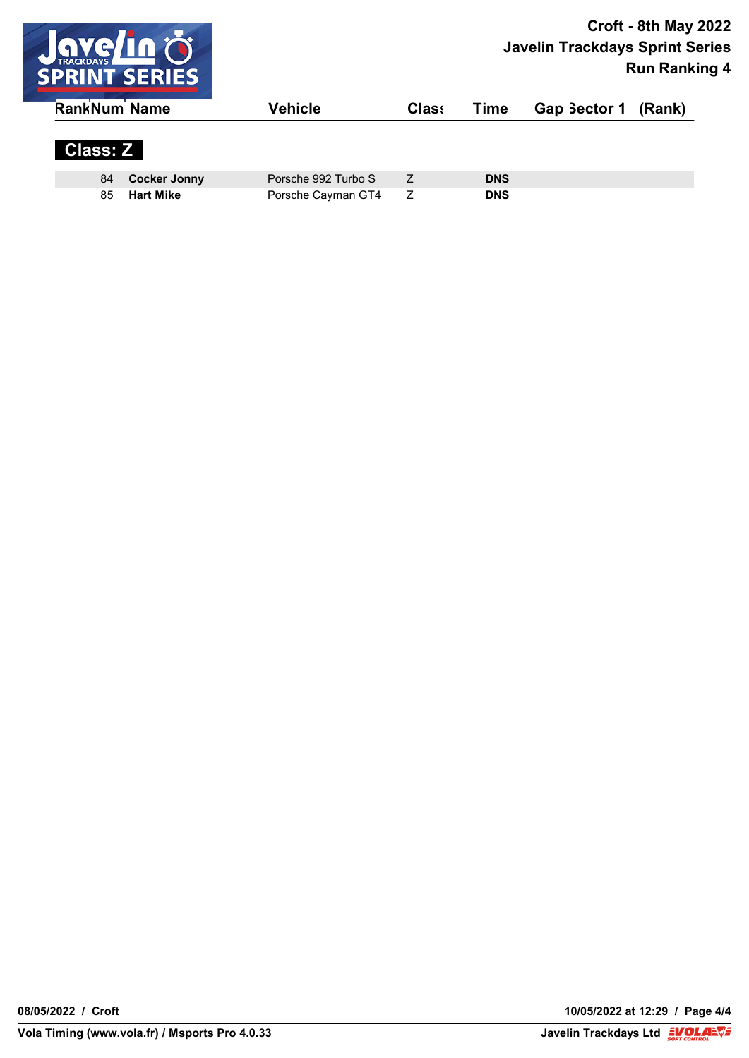# Croft - 8th May 2022
## Javelin Trackdays Sprint Series
## Run Ranking 4

| Rank | Num | Name | Vehicle | Class | Time | Gap | Sector 1 | (Rank) |
|---|---|---|---|---|---|---|---|---|

**Class: Z**

| Rank | Num | Name | Vehicle | Class | Time | Gap | Sector 1 | (Rank) |
|---|---|---|---|---|---|---|---|---|
| | 84 | **Cocker Jonny** | Porsche 992 Turbo S | Z | **DNS** | | | |
| | 85 | **Hart Mike** | Porsche Cayman GT4 | Z | **DNS** | | | |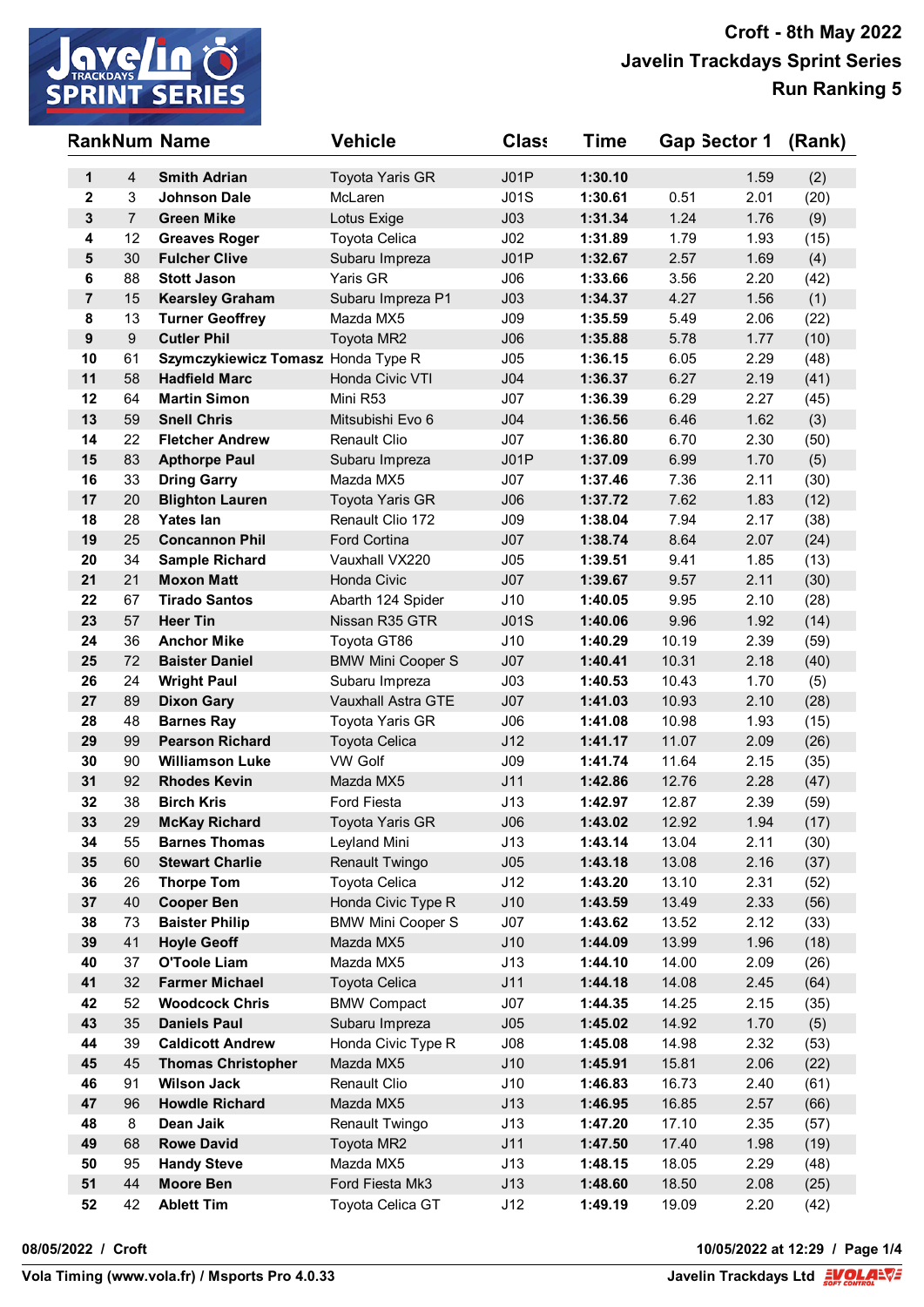# Croft - 8th May 2022
## Javelin Trackdays Sprint Series
## Run Ranking 5

| Rank | Num | Name | Vehicle | Class | Time | Gap | Sector 1 | (Rank) |
|---|---|---|---|---|---|---|---|---|
| 1 | 4 | **Smith Adrian** | Toyota Yaris GR | J01P | **1:30.10** | | 1.59 | (2) |
| 2 | 3 | **Johnson Dale** | McLaren | J01S | **1:30.61** | 0.51 | 2.01 | (20) |
| 3 | 7 | **Green Mike** | Lotus Exige | J03 | **1:31.34** | 1.24 | 1.76 | (9) |
| 4 | 12 | **Greaves Roger** | Toyota Celica | J02 | **1:31.89** | 1.79 | 1.93 | (15) |
| 5 | 30 | **Fulcher Clive** | Subaru Impreza | J01P | **1:32.67** | 2.57 | 1.69 | (4) |
| 6 | 88 | **Stott Jason** | Yaris GR | J06 | **1:33.66** | 3.56 | 2.20 | (42) |
| 7 | 15 | **Kearsley Graham** | Subaru Impreza P1 | J03 | **1:34.37** | 4.27 | 1.56 | (1) |
| 8 | 13 | **Turner Geoffrey** | Mazda MX5 | J09 | **1:35.59** | 5.49 | 2.06 | (22) |
| 9 | 9 | **Cutler Phil** | Toyota MR2 | J06 | **1:35.88** | 5.78 | 1.77 | (10) |
| 10 | 61 | **Szymczykiewicz Tomasz** | Honda Type R | J05 | **1:36.15** | 6.05 | 2.29 | (48) |
| 11 | 58 | **Hadfield Marc** | Honda Civic VTI | J04 | **1:36.37** | 6.27 | 2.19 | (41) |
| 12 | 64 | **Martin Simon** | Mini R53 | J07 | **1:36.39** | 6.29 | 2.27 | (45) |
| 13 | 59 | **Snell Chris** | Mitsubishi Evo 6 | J04 | **1:36.56** | 6.46 | 1.62 | (3) |
| 14 | 22 | **Fletcher Andrew** | Renault Clio | J07 | **1:36.80** | 6.70 | 2.30 | (50) |
| 15 | 83 | **Apthorpe Paul** | Subaru Impreza | J01P | **1:37.09** | 6.99 | 1.70 | (5) |
| 16 | 33 | **Dring Garry** | Mazda MX5 | J07 | **1:37.46** | 7.36 | 2.11 | (30) |
| 17 | 20 | **Blighton Lauren** | Toyota Yaris GR | J06 | **1:37.72** | 7.62 | 1.83 | (12) |
| 18 | 28 | **Yates Ian** | Renault Clio 172 | J09 | **1:38.04** | 7.94 | 2.17 | (38) |
| 19 | 25 | **Concannon Phil** | Ford Cortina | J07 | **1:38.74** | 8.64 | 2.07 | (24) |
| 20 | 34 | **Sample Richard** | Vauxhall VX220 | J05 | **1:39.51** | 9.41 | 1.85 | (13) |
| 21 | 21 | **Moxon Matt** | Honda Civic | J07 | **1:39.67** | 9.57 | 2.11 | (30) |
| 22 | 67 | **Tirado Santos** | Abarth 124 Spider | J10 | **1:40.05** | 9.95 | 2.10 | (28) |
| 23 | 57 | **Heer Tin** | Nissan R35 GTR | J01S | **1:40.06** | 9.96 | 1.92 | (14) |
| 24 | 36 | **Anchor Mike** | Toyota GT86 | J10 | **1:40.29** | 10.19 | 2.39 | (59) |
| 25 | 72 | **Baister Daniel** | BMW Mini Cooper S | J07 | **1:40.41** | 10.31 | 2.18 | (40) |
| 26 | 24 | **Wright Paul** | Subaru Impreza | J03 | **1:40.53** | 10.43 | 1.70 | (5) |
| 27 | 89 | **Dixon Gary** | Vauxhall Astra GTE | J07 | **1:41.03** | 10.93 | 2.10 | (28) |
| 28 | 48 | **Barnes Ray** | Toyota Yaris GR | J06 | **1:41.08** | 10.98 | 1.93 | (15) |
| 29 | 99 | **Pearson Richard** | Toyota Celica | J12 | **1:41.17** | 11.07 | 2.09 | (26) |
| 30 | 90 | **Williamson Luke** | VW Golf | J09 | **1:41.74** | 11.64 | 2.15 | (35) |
| 31 | 92 | **Rhodes Kevin** | Mazda MX5 | J11 | **1:42.86** | 12.76 | 2.28 | (47) |
| 32 | 38 | **Birch Kris** | Ford Fiesta | J13 | **1:42.97** | 12.87 | 2.39 | (59) |
| 33 | 29 | **McKay Richard** | Toyota Yaris GR | J06 | **1:43.02** | 12.92 | 1.94 | (17) |
| 34 | 55 | **Barnes Thomas** | Leyland Mini | J13 | **1:43.14** | 13.04 | 2.11 | (30) |
| 35 | 60 | **Stewart Charlie** | Renault Twingo | J05 | **1:43.18** | 13.08 | 2.16 | (37) |
| 36 | 26 | **Thorpe Tom** | Toyota Celica | J12 | **1:43.20** | 13.10 | 2.31 | (52) |
| 37 | 40 | **Cooper Ben** | Honda Civic Type R | J10 | **1:43.59** | 13.49 | 2.33 | (56) |
| 38 | 73 | **Baister Philip** | BMW Mini Cooper S | J07 | **1:43.62** | 13.52 | 2.12 | (33) |
| 39 | 41 | **Hoyle Geoff** | Mazda MX5 | J10 | **1:44.09** | 13.99 | 1.96 | (18) |
| 40 | 37 | **O'Toole Liam** | Mazda MX5 | J13 | **1:44.10** | 14.00 | 2.09 | (26) |
| 41 | 32 | **Farmer Michael** | Toyota Celica | J11 | **1:44.18** | 14.08 | 2.45 | (64) |
| 42 | 52 | **Woodcock Chris** | BMW Compact | J07 | **1:44.35** | 14.25 | 2.15 | (35) |
| 43 | 35 | **Daniels Paul** | Subaru Impreza | J05 | **1:45.02** | 14.92 | 1.70 | (5) |
| 44 | 39 | **Caldicott Andrew** | Honda Civic Type R | J08 | **1:45.08** | 14.98 | 2.32 | (53) |
| 45 | 45 | **Thomas Christopher** | Mazda MX5 | J10 | **1:45.91** | 15.81 | 2.06 | (22) |
| 46 | 91 | **Wilson Jack** | Renault Clio | J10 | **1:46.83** | 16.73 | 2.40 | (61) |
| 47 | 96 | **Howdle Richard** | Mazda MX5 | J13 | **1:46.95** | 16.85 | 2.57 | (66) |
| 48 | 8 | **Dean Jaik** | Renault Twingo | J13 | **1:47.20** | 17.10 | 2.35 | (57) |
| 49 | 68 | **Rowe David** | Toyota MR2 | J11 | **1:47.50** | 17.40 | 1.98 | (19) |
| 50 | 95 | **Handy Steve** | Mazda MX5 | J13 | **1:48.15** | 18.05 | 2.29 | (48) |
| 51 | 44 | **Moore Ben** | Ford Fiesta Mk3 | J13 | **1:48.60** | 18.50 | 2.08 | (25) |
| 52 | 42 | **Ablett Tim** | Toyota Celica GT | J12 | **1:49.19** | 19.09 | 2.20 | (42) |

08/05/2022 / Croft — 10/05/2022 at 12:29 / Page 1/4

Vola Timing (www.vola.fr) / Msports Pro 4.0.33 — Javelin Trackdays Ltd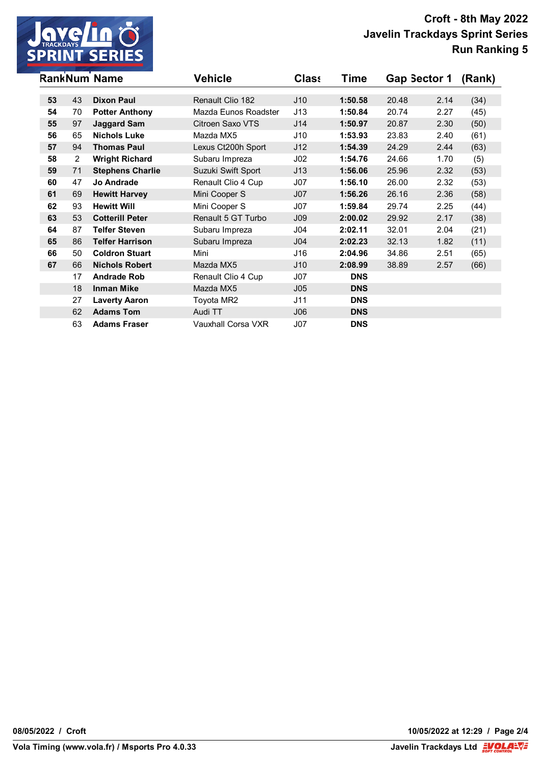# Croft - 8th May 2022
## Javelin Trackdays Sprint Series
### Run Ranking 5

| Rank | Num | Name | Vehicle | Class | Time | Gap | Sector 1 | (Rank) |
|---|---|---|---|---|---|---|---|---|
| **53** | 43 | **Dixon Paul** | Renault Clio 182 | J10 | **1:50.58** | 20.48 | 2.14 | (34) |
| **54** | 70 | **Potter Anthony** | Mazda Eunos Roadster | J13 | **1:50.84** | 20.74 | 2.27 | (45) |
| **55** | 97 | **Jaggard Sam** | Citroen Saxo VTS | J14 | **1:50.97** | 20.87 | 2.30 | (50) |
| **56** | 65 | **Nichols Luke** | Mazda MX5 | J10 | **1:53.93** | 23.83 | 2.40 | (61) |
| **57** | 94 | **Thomas Paul** | Lexus Ct200h Sport | J12 | **1:54.39** | 24.29 | 2.44 | (63) |
| **58** | 2 | **Wright Richard** | Subaru Impreza | J02 | **1:54.76** | 24.66 | 1.70 | (5) |
| **59** | 71 | **Stephens Charlie** | Suzuki Swift Sport | J13 | **1:56.06** | 25.96 | 2.32 | (53) |
| **60** | 47 | **Jo Andrade** | Renault Clio 4 Cup | J07 | **1:56.10** | 26.00 | 2.32 | (53) |
| **61** | 69 | **Hewitt Harvey** | Mini Cooper S | J07 | **1:56.26** | 26.16 | 2.36 | (58) |
| **62** | 93 | **Hewitt Will** | Mini Cooper S | J07 | **1:59.84** | 29.74 | 2.25 | (44) |
| **63** | 53 | **Cotterill Peter** | Renault 5 GT Turbo | J09 | **2:00.02** | 29.92 | 2.17 | (38) |
| **64** | 87 | **Telfer Steven** | Subaru Impreza | J04 | **2:02.11** | 32.01 | 2.04 | (21) |
| **65** | 86 | **Telfer Harrison** | Subaru Impreza | J04 | **2:02.23** | 32.13 | 1.82 | (11) |
| **66** | 50 | **Coldron Stuart** | Mini | J16 | **2:04.96** | 34.86 | 2.51 | (65) |
| **67** | 66 | **Nichols Robert** | Mazda MX5 | J10 | **2:08.99** | 38.89 | 2.57 | (66) |
| | 17 | **Andrade Rob** | Renault Clio 4 Cup | J07 | **DNS** | | | |
| | 18 | **Inman Mike** | Mazda MX5 | J05 | **DNS** | | | |
| | 27 | **Laverty Aaron** | Toyota MR2 | J11 | **DNS** | | | |
| | 62 | **Adams Tom** | Audi TT | J06 | **DNS** | | | |
| | 63 | **Adams Fraser** | Vauxhall Corsa VXR | J07 | **DNS** | | | |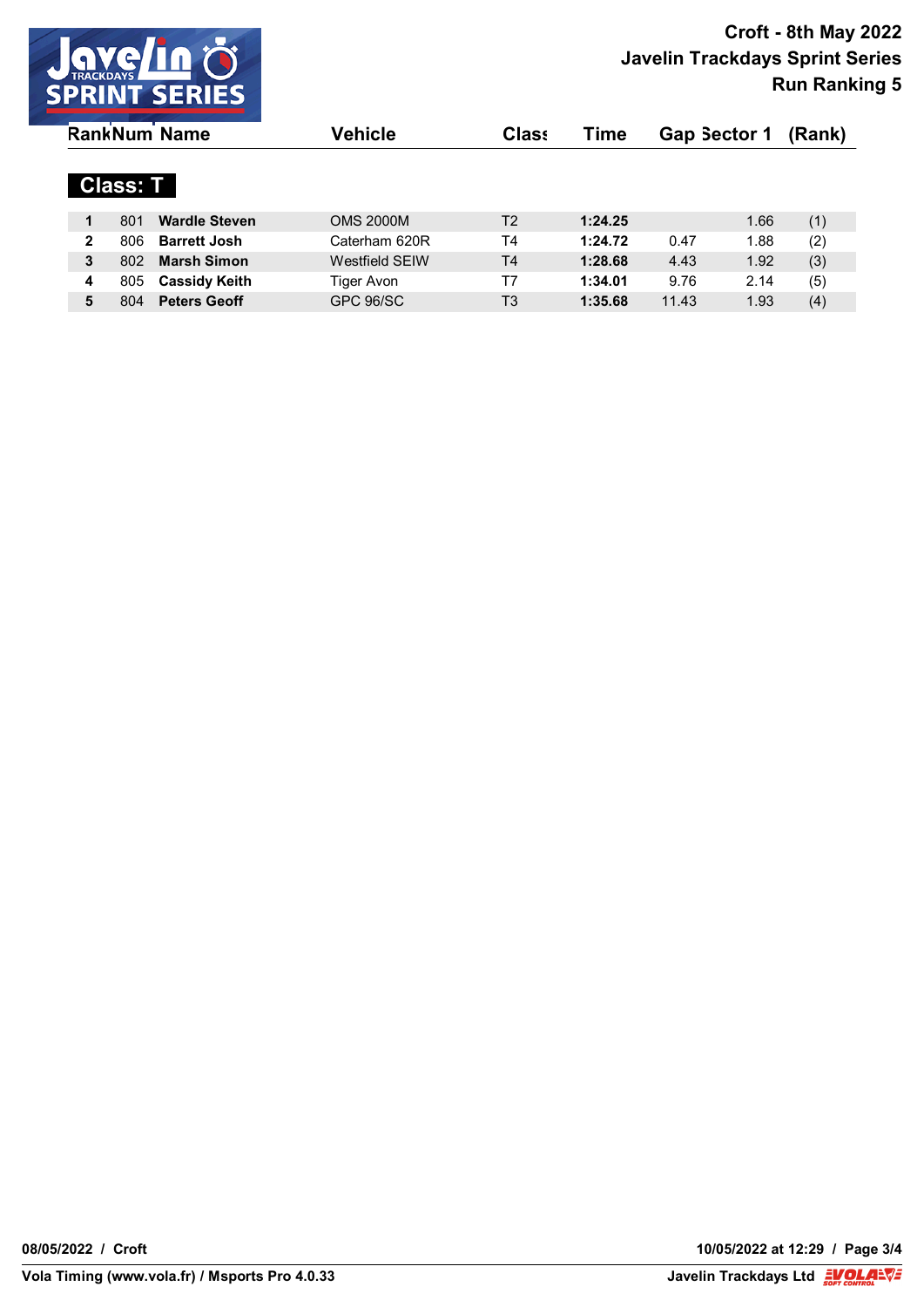# Croft - 8th May 2022
## Javelin Trackdays Sprint Series
## Run Ranking 5

### Class: T

| Rank | Num | Name | Vehicle | Class | Time | Gap | Sector 1 | (Rank) |
|---|---|---|---|---|---|---|---|---|
| 1 | 801 | **Wardle Steven** | OMS 2000M | T2 | **1:24.25** | | 1.66 | (1) |
| 2 | 806 | **Barrett Josh** | Caterham 620R | T4 | **1:24.72** | 0.47 | 1.88 | (2) |
| 3 | 802 | **Marsh Simon** | Westfield SEIW | T4 | **1:28.68** | 4.43 | 1.92 | (3) |
| 4 | 805 | **Cassidy Keith** | Tiger Avon | T7 | **1:34.01** | 9.76 | 2.14 | (5) |
| 5 | 804 | **Peters Geoff** | GPC 96/SC | T3 | **1:35.68** | 11.43 | 1.93 | (4) |

08/05/2022 / Croft

10/05/2022 at 12:29

Vola Timing (www.vola.fr) / Msports Pro 4.0.33

Javelin Trackdays Ltd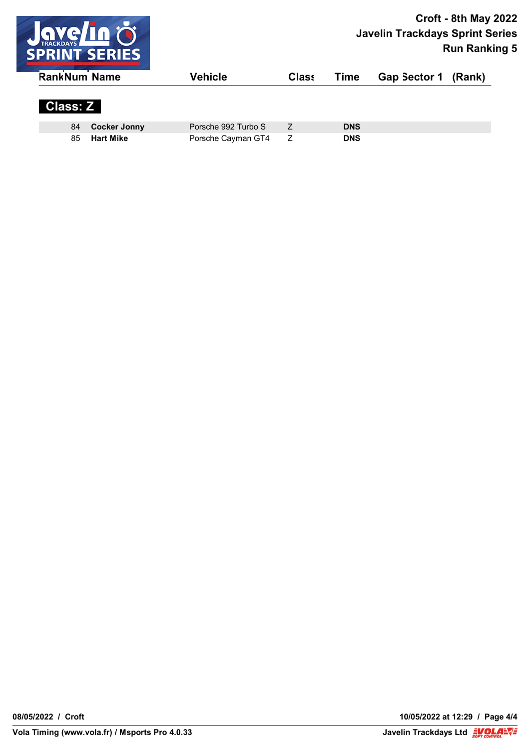Croft - 8th May 2022
Javelin Trackdays Sprint Series
Run Ranking 5

## Class: Z

| Rank | Num | Name | Vehicle | Class | Time | Gap | Sector 1 | (Rank) |
|---|---|---|---|---|---|---|---|---|
| | 84 | **Cocker Jonny** | Porsche 992 Turbo S | Z | **DNS** | | | |
| | 85 | **Hart Mike** | Porsche Cayman GT4 | Z | **DNS** | | | |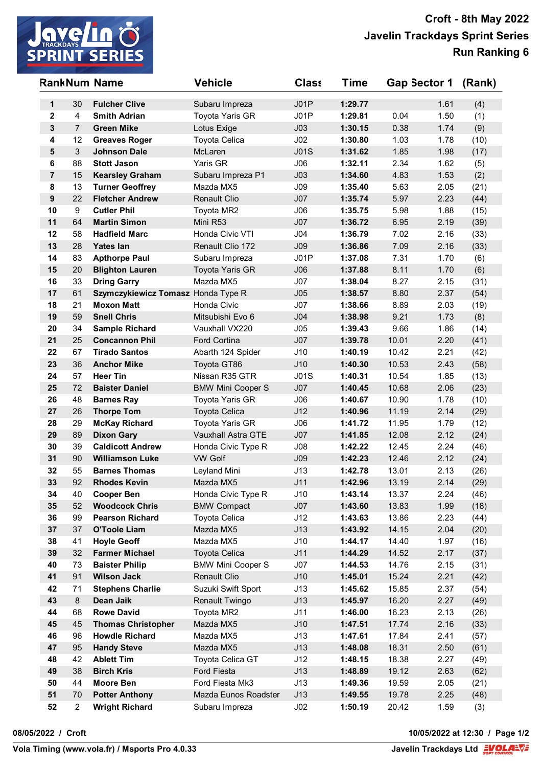# Croft - 8th May 2022
## Javelin Trackdays Sprint Series
## Run Ranking 6

| Rank | Num | Name | Vehicle | Class | Time | Gap | Sector 1 | (Rank) |
|---|---|---|---|---|---|---|---|---|
| 1 | 30 | **Fulcher Clive** | Subaru Impreza | J01P | **1:29.77** | | 1.61 | (4) |
| 2 | 4 | **Smith Adrian** | Toyota Yaris GR | J01P | **1:29.81** | 0.04 | 1.50 | (1) |
| 3 | 7 | **Green Mike** | Lotus Exige | J03 | **1:30.15** | 0.38 | 1.74 | (9) |
| 4 | 12 | **Greaves Roger** | Toyota Celica | J02 | **1:30.80** | 1.03 | 1.78 | (10) |
| 5 | 3 | **Johnson Dale** | McLaren | J01S | **1:31.62** | 1.85 | 1.98 | (17) |
| 6 | 88 | **Stott Jason** | Yaris GR | J06 | **1:32.11** | 2.34 | 1.62 | (5) |
| 7 | 15 | **Kearsley Graham** | Subaru Impreza P1 | J03 | **1:34.60** | 4.83 | 1.53 | (2) |
| 8 | 13 | **Turner Geoffrey** | Mazda MX5 | J09 | **1:35.40** | 5.63 | 2.05 | (21) |
| 9 | 22 | **Fletcher Andrew** | Renault Clio | J07 | **1:35.74** | 5.97 | 2.23 | (44) |
| 10 | 9 | **Cutler Phil** | Toyota MR2 | J06 | **1:35.75** | 5.98 | 1.88 | (15) |
| 11 | 64 | **Martin Simon** | Mini R53 | J07 | **1:36.72** | 6.95 | 2.19 | (39) |
| 12 | 58 | **Hadfield Marc** | Honda Civic VTI | J04 | **1:36.79** | 7.02 | 2.16 | (33) |
| 13 | 28 | **Yates Ian** | Renault Clio 172 | J09 | **1:36.86** | 7.09 | 2.16 | (33) |
| 14 | 83 | **Apthorpe Paul** | Subaru Impreza | J01P | **1:37.08** | 7.31 | 1.70 | (6) |
| 15 | 20 | **Blighton Lauren** | Toyota Yaris GR | J06 | **1:37.88** | 8.11 | 1.70 | (6) |
| 16 | 33 | **Dring Garry** | Mazda MX5 | J07 | **1:38.04** | 8.27 | 2.15 | (31) |
| 17 | 61 | **Szymczykiewicz Tomasz** | Honda Type R | J05 | **1:38.57** | 8.80 | 2.37 | (54) |
| 18 | 21 | **Moxon Matt** | Honda Civic | J07 | **1:38.66** | 8.89 | 2.03 | (19) |
| 19 | 59 | **Snell Chris** | Mitsubishi Evo 6 | J04 | **1:38.98** | 9.21 | 1.73 | (8) |
| 20 | 34 | **Sample Richard** | Vauxhall VX220 | J05 | **1:39.43** | 9.66 | 1.86 | (14) |
| 21 | 25 | **Concannon Phil** | Ford Cortina | J07 | **1:39.78** | 10.01 | 2.20 | (41) |
| 22 | 67 | **Tirado Santos** | Abarth 124 Spider | J10 | **1:40.19** | 10.42 | 2.21 | (42) |
| 23 | 36 | **Anchor Mike** | Toyota GT86 | J10 | **1:40.30** | 10.53 | 2.43 | (58) |
| 24 | 57 | **Heer Tin** | Nissan R35 GTR | J01S | **1:40.31** | 10.54 | 1.85 | (13) |
| 25 | 72 | **Baister Daniel** | BMW Mini Cooper S | J07 | **1:40.45** | 10.68 | 2.06 | (23) |
| 26 | 48 | **Barnes Ray** | Toyota Yaris GR | J06 | **1:40.67** | 10.90 | 1.78 | (10) |
| 27 | 26 | **Thorpe Tom** | Toyota Celica | J12 | **1:40.96** | 11.19 | 2.14 | (29) |
| 28 | 29 | **McKay Richard** | Toyota Yaris GR | J06 | **1:41.72** | 11.95 | 1.79 | (12) |
| 29 | 89 | **Dixon Gary** | Vauxhall Astra GTE | J07 | **1:41.85** | 12.08 | 2.12 | (24) |
| 30 | 39 | **Caldicott Andrew** | Honda Civic Type R | J08 | **1:42.22** | 12.45 | 2.24 | (46) |
| 31 | 90 | **Williamson Luke** | VW Golf | J09 | **1:42.23** | 12.46 | 2.12 | (24) |
| 32 | 55 | **Barnes Thomas** | Leyland Mini | J13 | **1:42.78** | 13.01 | 2.13 | (26) |
| 33 | 92 | **Rhodes Kevin** | Mazda MX5 | J11 | **1:42.96** | 13.19 | 2.14 | (29) |
| 34 | 40 | **Cooper Ben** | Honda Civic Type R | J10 | **1:43.14** | 13.37 | 2.24 | (46) |
| 35 | 52 | **Woodcock Chris** | BMW Compact | J07 | **1:43.60** | 13.83 | 1.99 | (18) |
| 36 | 99 | **Pearson Richard** | Toyota Celica | J12 | **1:43.63** | 13.86 | 2.23 | (44) |
| 37 | 37 | **O'Toole Liam** | Mazda MX5 | J13 | **1:43.92** | 14.15 | 2.04 | (20) |
| 38 | 41 | **Hoyle Geoff** | Mazda MX5 | J10 | **1:44.17** | 14.40 | 1.97 | (16) |
| 39 | 32 | **Farmer Michael** | Toyota Celica | J11 | **1:44.29** | 14.52 | 2.17 | (37) |
| 40 | 73 | **Baister Philip** | BMW Mini Cooper S | J07 | **1:44.53** | 14.76 | 2.15 | (31) |
| 41 | 91 | **Wilson Jack** | Renault Clio | J10 | **1:45.01** | 15.24 | 2.21 | (42) |
| 42 | 71 | **Stephens Charlie** | Suzuki Swift Sport | J13 | **1:45.62** | 15.85 | 2.37 | (54) |
| 43 | 8 | **Dean Jaik** | Renault Twingo | J13 | **1:45.97** | 16.20 | 2.27 | (49) |
| 44 | 68 | **Rowe David** | Toyota MR2 | J11 | **1:46.00** | 16.23 | 2.13 | (26) |
| 45 | 45 | **Thomas Christopher** | Mazda MX5 | J10 | **1:47.51** | 17.74 | 2.16 | (33) |
| 46 | 96 | **Howdle Richard** | Mazda MX5 | J13 | **1:47.61** | 17.84 | 2.41 | (57) |
| 47 | 95 | **Handy Steve** | Mazda MX5 | J13 | **1:48.08** | 18.31 | 2.50 | (61) |
| 48 | 42 | **Ablett Tim** | Toyota Celica GT | J12 | **1:48.15** | 18.38 | 2.27 | (49) |
| 49 | 38 | **Birch Kris** | Ford Fiesta | J13 | **1:48.89** | 19.12 | 2.63 | (62) |
| 50 | 44 | **Moore Ben** | Ford Fiesta Mk3 | J13 | **1:49.36** | 19.59 | 2.05 | (21) |
| 51 | 70 | **Potter Anthony** | Mazda Eunos Roadster | J13 | **1:49.55** | 19.78 | 2.25 | (48) |
| 52 | 2 | **Wright Richard** | Subaru Impreza | J02 | **1:50.19** | 20.42 | 1.59 | (3) |

**08/05/2022 / Croft** — **10/05/2022 at 12:30 / Page 1/2**

**Vola Timing (www.vola.fr) / Msports Pro 4.0.33** — **Javelin Trackdays Ltd**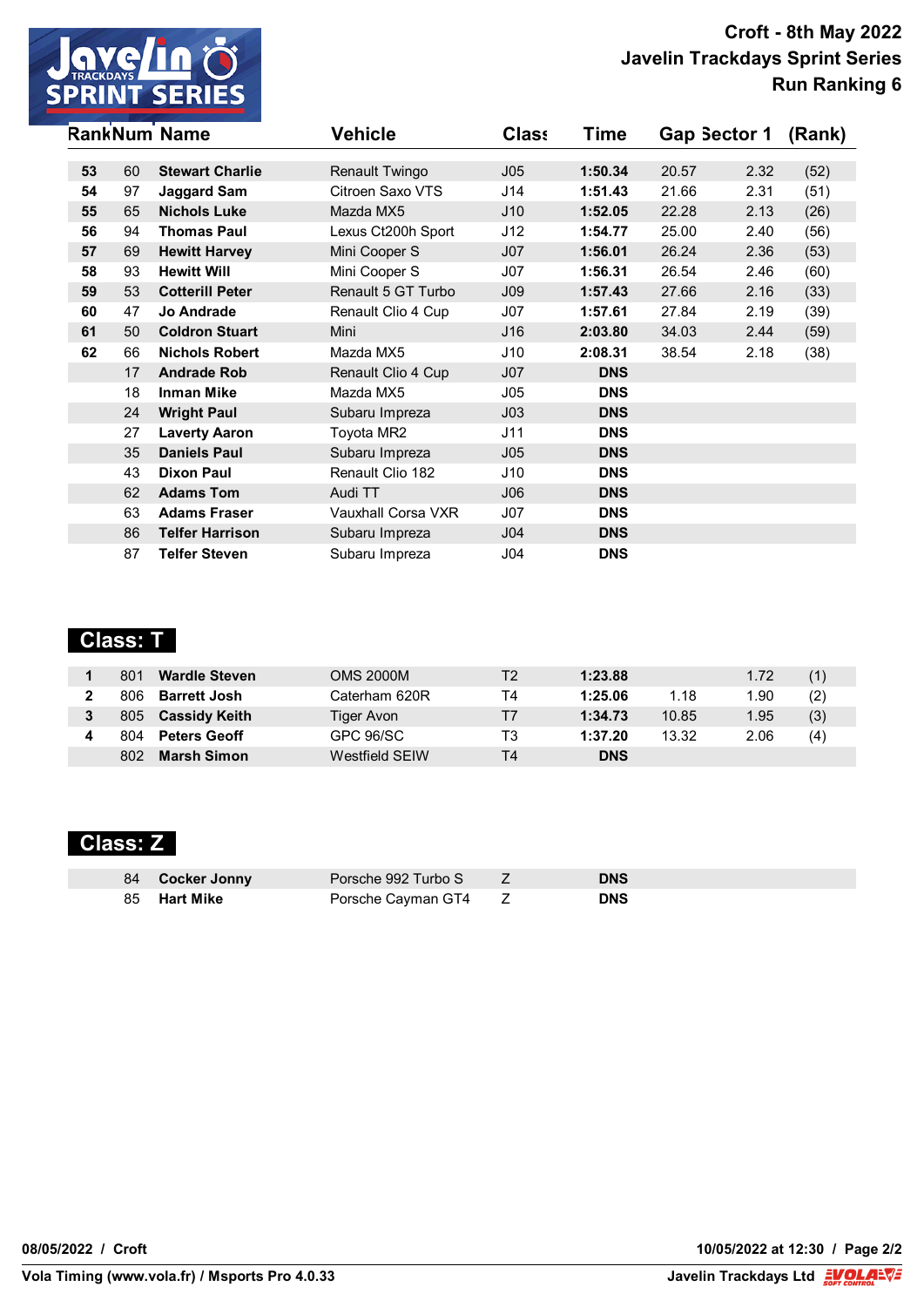**Croft - 8th May 2022**
**Javelin Trackdays Sprint Series**
**Run Ranking 6**

| Rank | Num | Name | Vehicle | Class | Time | Gap | Sector 1 | (Rank) |
|---|---|---|---|---|---|---|---|---|
| **53** | 60 | **Stewart Charlie** | Renault Twingo | J05 | **1:50.34** | 20.57 | 2.32 | (52) |
| **54** | 97 | **Jaggard Sam** | Citroen Saxo VTS | J14 | **1:51.43** | 21.66 | 2.31 | (51) |
| **55** | 65 | **Nichols Luke** | Mazda MX5 | J10 | **1:52.05** | 22.28 | 2.13 | (26) |
| **56** | 94 | **Thomas Paul** | Lexus Ct200h Sport | J12 | **1:54.77** | 25.00 | 2.40 | (56) |
| **57** | 69 | **Hewitt Harvey** | Mini Cooper S | J07 | **1:56.01** | 26.24 | 2.36 | (53) |
| **58** | 93 | **Hewitt Will** | Mini Cooper S | J07 | **1:56.31** | 26.54 | 2.46 | (60) |
| **59** | 53 | **Cotterill Peter** | Renault 5 GT Turbo | J09 | **1:57.43** | 27.66 | 2.16 | (33) |
| **60** | 47 | **Jo Andrade** | Renault Clio 4 Cup | J07 | **1:57.61** | 27.84 | 2.19 | (39) |
| **61** | 50 | **Coldron Stuart** | Mini | J16 | **2:03.80** | 34.03 | 2.44 | (59) |
| **62** | 66 | **Nichols Robert** | Mazda MX5 | J10 | **2:08.31** | 38.54 | 2.18 | (38) |
| | 17 | **Andrade Rob** | Renault Clio 4 Cup | J07 | **DNS** | | | |
| | 18 | **Inman Mike** | Mazda MX5 | J05 | **DNS** | | | |
| | 24 | **Wright Paul** | Subaru Impreza | J03 | **DNS** | | | |
| | 27 | **Laverty Aaron** | Toyota MR2 | J11 | **DNS** | | | |
| | 35 | **Daniels Paul** | Subaru Impreza | J05 | **DNS** | | | |
| | 43 | **Dixon Paul** | Renault Clio 182 | J10 | **DNS** | | | |
| | 62 | **Adams Tom** | Audi TT | J06 | **DNS** | | | |
| | 63 | **Adams Fraser** | Vauxhall Corsa VXR | J07 | **DNS** | | | |
| | 86 | **Telfer Harrison** | Subaru Impreza | J04 | **DNS** | | | |
| | 87 | **Telfer Steven** | Subaru Impreza | J04 | **DNS** | | | |

## Class: T

| Rank | Num | Name | Vehicle | Class | Time | Gap | Sector 1 | (Rank) |
|---|---|---|---|---|---|---|---|---|
| **1** | 801 | **Wardle Steven** | OMS 2000M | T2 | **1:23.88** | | 1.72 | (1) |
| **2** | 806 | **Barrett Josh** | Caterham 620R | T4 | **1:25.06** | 1.18 | 1.90 | (2) |
| **3** | 805 | **Cassidy Keith** | Tiger Avon | T7 | **1:34.73** | 10.85 | 1.95 | (3) |
| **4** | 804 | **Peters Geoff** | GPC 96/SC | T3 | **1:37.20** | 13.32 | 2.06 | (4) |
| | 802 | **Marsh Simon** | Westfield SEIW | T4 | **DNS** | | | |

## Class: Z

| Rank | Num | Name | Vehicle | Class | Time | Gap | Sector 1 | (Rank) |
|---|---|---|---|---|---|---|---|---|
| | 84 | **Cocker Jonny** | Porsche 992 Turbo S | Z | **DNS** | | | |
| | 85 | **Hart Mike** | Porsche Cayman GT4 | Z | **DNS** | | | |

**08/05/2022 / Croft** **10/05/2022 at 12:30**

**Vola Timing (www.vola.fr) / Msports Pro 4.0.33** **Javelin Trackdays Ltd**